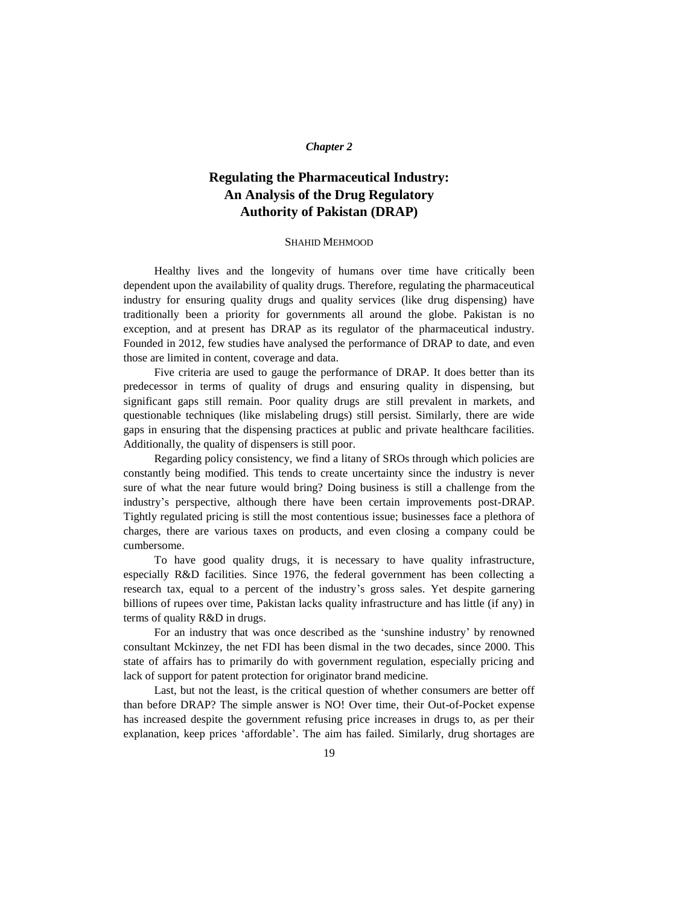*Chapter 2*

# Regulating the Pharmaceutical Industry: An Analysis of the Drug Regulatory Authority of Pakistan (DRAP)

SHAHID MEHMOOD

Healthy lives and the longevity of humans over time have critically been dependent upon the availability of quality drugs. Therefore, regulating the pharmaceutical industry for ensuring quality drugs and quality services (like drug dispensing) have traditionally been a priority for governments all around the globe. Pakistan is no exception, and at present has DRAP as its regulator of the pharmaceutical industry. Founded in 2012, few studies have analysed the performance of DRAP to date, and even those are limited in content, coverage and data.

Five criteria are used to gauge the performance of DRAP. It does better than its predecessor in terms of quality of drugs and ensuring quality in dispensing, but significant gaps still remain. Poor quality drugs are still prevalent in markets, and questionable techniques (like mislabeling drugs) still persist. Similarly, there are wide gaps in ensuring that the dispensing practices at public and private healthcare facilities. Additionally, the quality of dispensers is still poor.

Regarding policy consistency, we find a litany of SROs through which policies are constantly being modified. This tends to create uncertainty since the industry is never sure of what the near future would bring? Doing business is still a challenge from the industry's perspective, although there have been certain improvements post-DRAP. Tightly regulated pricing is still the most contentious issue; businesses face a plethora of charges, there are various taxes on products, and even closing a company could be cumbersome.

To have good quality drugs, it is necessary to have quality infrastructure, especially R&D facilities. Since 1976, the federal government has been collecting a research tax, equal to a percent of the industry's gross sales. Yet despite garnering billions of rupees over time, Pakistan lacks quality infrastructure and has little (if any) in terms of quality R&D in drugs.

For an industry that was once described as the 'sunshine industry' by renowned consultant Mckinzey, the net FDI has been dismal in the two decades, since 2000. This state of affairs has to primarily do with government regulation, especially pricing and lack of support for patent protection for originator brand medicine.

Last, but not the least, is the critical question of whether consumers are better off than before DRAP? The simple answer is NO! Over time, their Out-of-Pocket expense has increased despite the government refusing price increases in drugs to, as per their explanation, keep prices 'affordable'. The aim has failed. Similarly, drug shortages are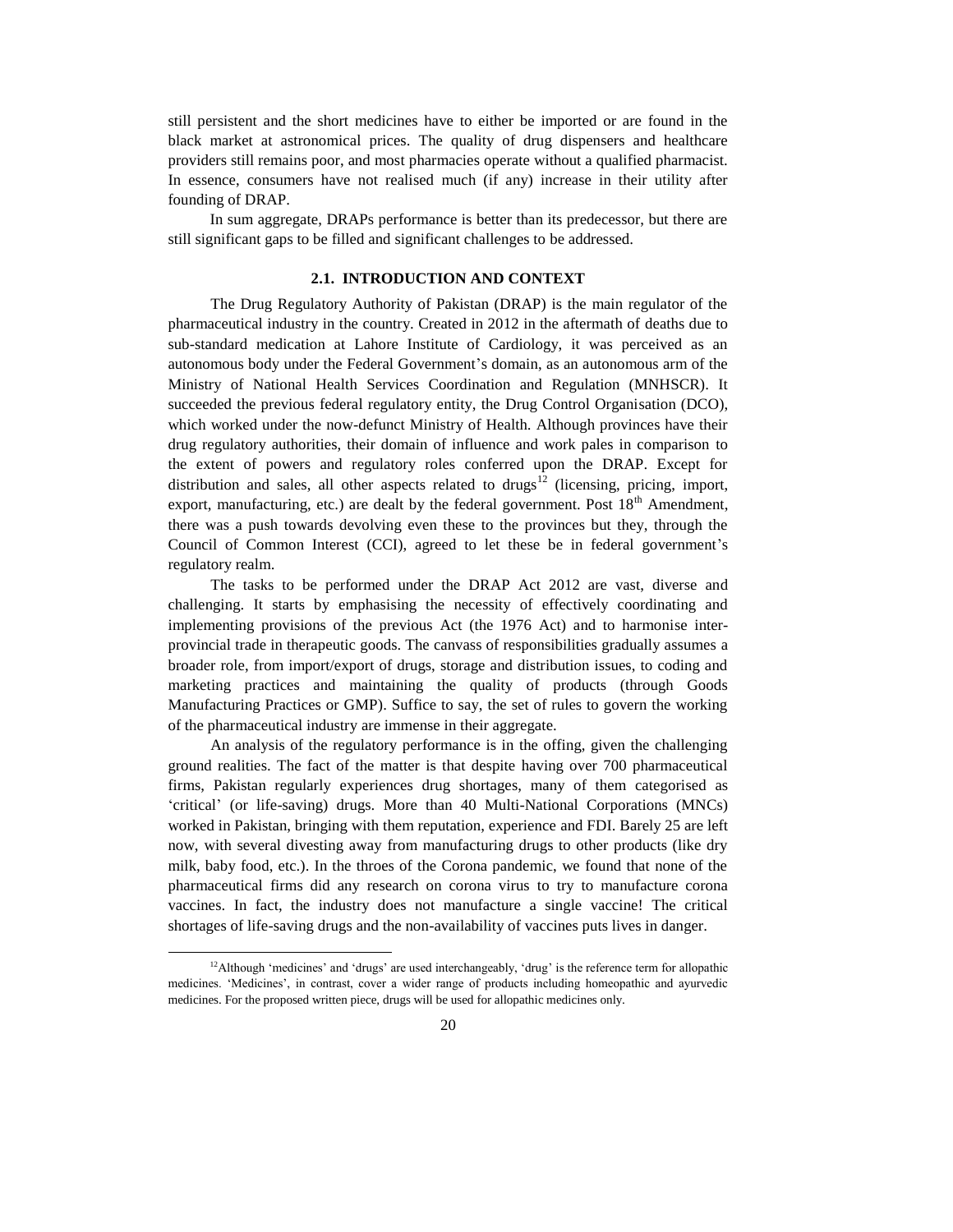still persistent and the short medicines have to either be imported or are found in the black market at astronomical prices. The quality of drug dispensers and healthcare providers still remains poor, and most pharmacies operate without a qualified pharmacist. In essence, consumers have not realised much (if any) increase in their utility after founding of DRAP.

In sum aggregate, DRAPs performance is better than its predecessor, but there are still significant gaps to be filled and significant challenges to be addressed.

### 2.1. INTRODUCTION AND CONTEXT

The Drug Regulatory Authority of Pakistan (DRAP) is the main regulator of the pharmaceutical industry in the country. Created in 2012 in the aftermath of deaths due to sub-standard medication at Lahore Institute of Cardiology, it was perceived as an autonomous body under the Federal Government's domain, as an autonomous arm of the Ministry of National Health Services Coordination and Regulation (MNHSCR). It succeeded the previous federal regulatory entity, the Drug Control Organisation (DCO), which worked under the now-defunct Ministry of Health. Although provinces have their drug regulatory authorities, their domain of influence and work pales in comparison to the extent of powers and regulatory roles conferred upon the DRAP. Except for distribution and sales, all other aspects related to drugs[12] (licensing, pricing, import, export, manufacturing, etc.) are dealt by the federal government. Post 18th Amendment, there was a push towards devolving even these to the provinces but they, through the Council of Common Interest (CCI), agreed to let these be in federal government's regulatory realm.

The tasks to be performed under the DRAP Act 2012 are vast, diverse and challenging. It starts by emphasising the necessity of effectively coordinating and implementing provisions of the previous Act (the 1976 Act) and to harmonise inter-provincial trade in therapeutic goods. The canvass of responsibilities gradually assumes a broader role, from import/export of drugs, storage and distribution issues, to coding and marketing practices and maintaining the quality of products (through Goods Manufacturing Practices or GMP). Suffice to say, the set of rules to govern the working of the pharmaceutical industry are immense in their aggregate.

An analysis of the regulatory performance is in the offing, given the challenging ground realities. The fact of the matter is that despite having over 700 pharmaceutical firms, Pakistan regularly experiences drug shortages, many of them categorised as 'critical' (or life-saving) drugs. More than 40 Multi-National Corporations (MNCs) worked in Pakistan, bringing with them reputation, experience and FDI. Barely 25 are left now, with several divesting away from manufacturing drugs to other products (like dry milk, baby food, etc.). In the throes of the Corona pandemic, we found that none of the pharmaceutical firms did any research on corona virus to try to manufacture corona vaccines. In fact, the industry does not manufacture a single vaccine! The critical shortages of life-saving drugs and the non-availability of vaccines puts lives in danger.

---

[12] Although 'medicines' and 'drugs' are used interchangeably, 'drug' is the reference term for allopathic medicines. 'Medicines', in contrast, cover a wider range of products including homeopathic and ayurvedic medicines. For the proposed written piece, drugs will be used for allopathic medicines only.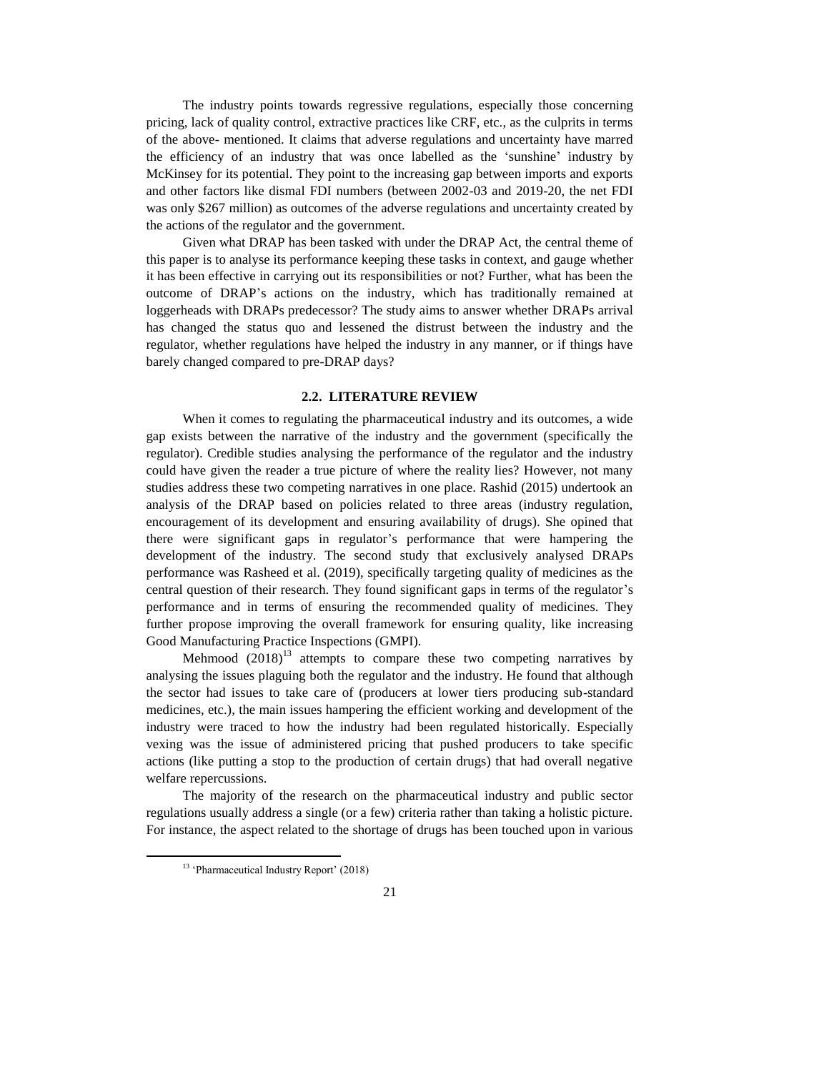The industry points towards regressive regulations, especially those concerning pricing, lack of quality control, extractive practices like CRF, etc., as the culprits in terms of the above- mentioned. It claims that adverse regulations and uncertainty have marred the efficiency of an industry that was once labelled as the 'sunshine' industry by McKinsey for its potential. They point to the increasing gap between imports and exports and other factors like dismal FDI numbers (between 2002-03 and 2019-20, the net FDI was only $267 million) as outcomes of the adverse regulations and uncertainty created by the actions of the regulator and the government.

Given what DRAP has been tasked with under the DRAP Act, the central theme of this paper is to analyse its performance keeping these tasks in context, and gauge whether it has been effective in carrying out its responsibilities or not? Further, what has been the outcome of DRAP's actions on the industry, which has traditionally remained at loggerheads with DRAPs predecessor? The study aims to answer whether DRAPs arrival has changed the status quo and lessened the distrust between the industry and the regulator, whether regulations have helped the industry in any manner, or if things have barely changed compared to pre-DRAP days?

## 2.2. LITERATURE REVIEW

When it comes to regulating the pharmaceutical industry and its outcomes, a wide gap exists between the narrative of the industry and the government (specifically the regulator). Credible studies analysing the performance of the regulator and the industry could have given the reader a true picture of where the reality lies? However, not many studies address these two competing narratives in one place. Rashid (2015) undertook an analysis of the DRAP based on policies related to three areas (industry regulation, encouragement of its development and ensuring availability of drugs). She opined that there were significant gaps in regulator's performance that were hampering the development of the industry. The second study that exclusively analysed DRAPs performance was Rasheed et al. (2019), specifically targeting quality of medicines as the central question of their research. They found significant gaps in terms of the regulator's performance and in terms of ensuring the recommended quality of medicines. They further propose improving the overall framework for ensuring quality, like increasing Good Manufacturing Practice Inspections (GMPI).

Mehmood (2018)[13] attempts to compare these two competing narratives by analysing the issues plaguing both the regulator and the industry. He found that although the sector had issues to take care of (producers at lower tiers producing sub-standard medicines, etc.), the main issues hampering the efficient working and development of the industry were traced to how the industry had been regulated historically. Especially vexing was the issue of administered pricing that pushed producers to take specific actions (like putting a stop to the production of certain drugs) that had overall negative welfare repercussions.

The majority of the research on the pharmaceutical industry and public sector regulations usually address a single (or a few) criteria rather than taking a holistic picture. For instance, the aspect related to the shortage of drugs has been touched upon in various

[13] 'Pharmaceutical Industry Report' (2018)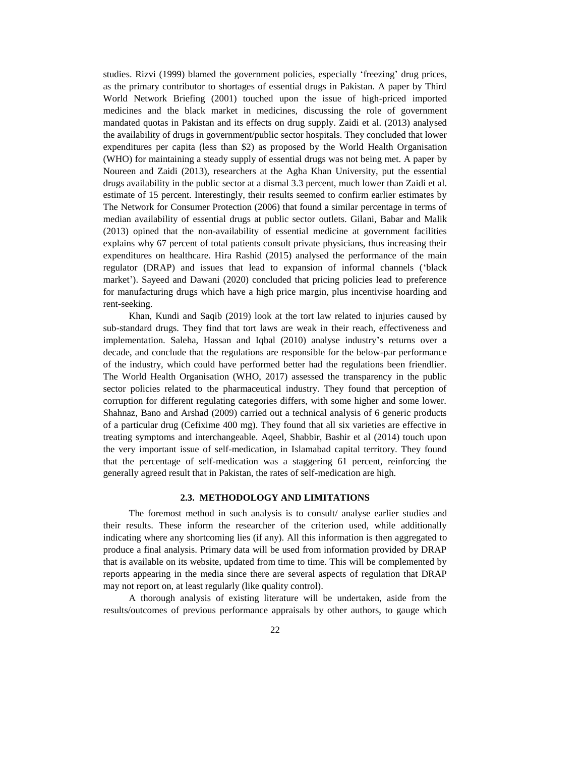studies. Rizvi (1999) blamed the government policies, especially 'freezing' drug prices, as the primary contributor to shortages of essential drugs in Pakistan. A paper by Third World Network Briefing (2001) touched upon the issue of high-priced imported medicines and the black market in medicines, discussing the role of government mandated quotas in Pakistan and its effects on drug supply. Zaidi et al. (2013) analysed the availability of drugs in government/public sector hospitals. They concluded that lower expenditures per capita (less than \$2) as proposed by the World Health Organisation (WHO) for maintaining a steady supply of essential drugs was not being met. A paper by Noureen and Zaidi (2013), researchers at the Agha Khan University, put the essential drugs availability in the public sector at a dismal 3.3 percent, much lower than Zaidi et al. estimate of 15 percent. Interestingly, their results seemed to confirm earlier estimates by The Network for Consumer Protection (2006) that found a similar percentage in terms of median availability of essential drugs at public sector outlets. Gilani, Babar and Malik (2013) opined that the non-availability of essential medicine at government facilities explains why 67 percent of total patients consult private physicians, thus increasing their expenditures on healthcare. Hira Rashid (2015) analysed the performance of the main regulator (DRAP) and issues that lead to expansion of informal channels ('black market'). Sayeed and Dawani (2020) concluded that pricing policies lead to preference for manufacturing drugs which have a high price margin, plus incentivise hoarding and rent-seeking.

Khan, Kundi and Saqib (2019) look at the tort law related to injuries caused by sub-standard drugs. They find that tort laws are weak in their reach, effectiveness and implementation. Saleha, Hassan and Iqbal (2010) analyse industry's returns over a decade, and conclude that the regulations are responsible for the below-par performance of the industry, which could have performed better had the regulations been friendlier. The World Health Organisation (WHO, 2017) assessed the transparency in the public sector policies related to the pharmaceutical industry. They found that perception of corruption for different regulating categories differs, with some higher and some lower. Shahnaz, Bano and Arshad (2009) carried out a technical analysis of 6 generic products of a particular drug (Cefixime 400 mg). They found that all six varieties are effective in treating symptoms and interchangeable. Aqeel, Shabbir, Bashir et al (2014) touch upon the very important issue of self-medication, in Islamabad capital territory. They found that the percentage of self-medication was a staggering 61 percent, reinforcing the generally agreed result that in Pakistan, the rates of self-medication are high.

### 2.3. METHODOLOGY AND LIMITATIONS

The foremost method in such analysis is to consult/ analyse earlier studies and their results. These inform the researcher of the criterion used, while additionally indicating where any shortcoming lies (if any). All this information is then aggregated to produce a final analysis. Primary data will be used from information provided by DRAP that is available on its website, updated from time to time. This will be complemented by reports appearing in the media since there are several aspects of regulation that DRAP may not report on, at least regularly (like quality control).

A thorough analysis of existing literature will be undertaken, aside from the results/outcomes of previous performance appraisals by other authors, to gauge which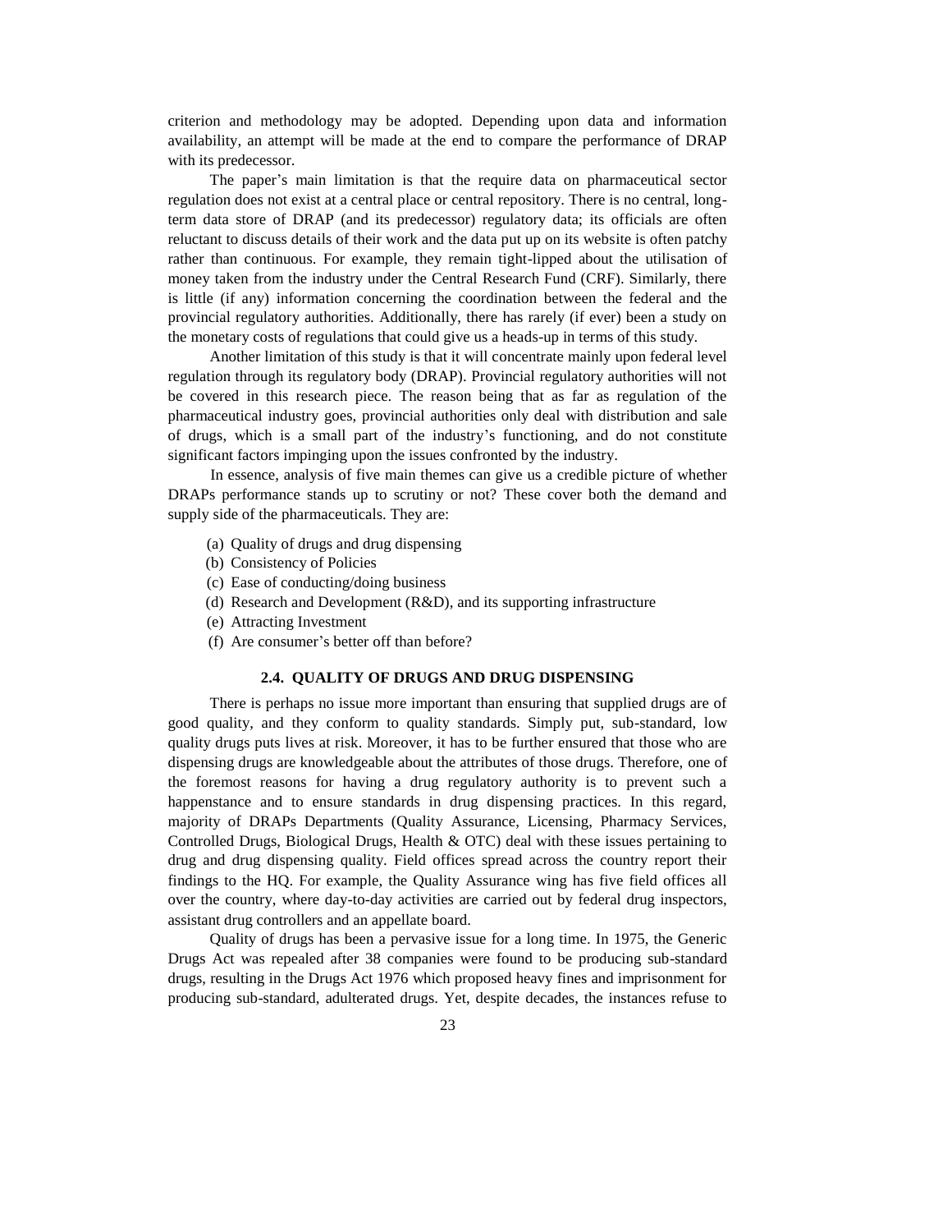criterion and methodology may be adopted. Depending upon data and information availability, an attempt will be made at the end to compare the performance of DRAP with its predecessor.

The paper's main limitation is that the require data on pharmaceutical sector regulation does not exist at a central place or central repository. There is no central, long-term data store of DRAP (and its predecessor) regulatory data; its officials are often reluctant to discuss details of their work and the data put up on its website is often patchy rather than continuous. For example, they remain tight-lipped about the utilisation of money taken from the industry under the Central Research Fund (CRF). Similarly, there is little (if any) information concerning the coordination between the federal and the provincial regulatory authorities. Additionally, there has rarely (if ever) been a study on the monetary costs of regulations that could give us a heads-up in terms of this study.

Another limitation of this study is that it will concentrate mainly upon federal level regulation through its regulatory body (DRAP). Provincial regulatory authorities will not be covered in this research piece. The reason being that as far as regulation of the pharmaceutical industry goes, provincial authorities only deal with distribution and sale of drugs, which is a small part of the industry's functioning, and do not constitute significant factors impinging upon the issues confronted by the industry.

In essence, analysis of five main themes can give us a credible picture of whether DRAPs performance stands up to scrutiny or not? These cover both the demand and supply side of the pharmaceuticals. They are:

(a) Quality of drugs and drug dispensing
(b) Consistency of Policies
(c) Ease of conducting/doing business
(d) Research and Development (R&D), and its supporting infrastructure
(e) Attracting Investment
(f) Are consumer's better off than before?

### 2.4. QUALITY OF DRUGS AND DRUG DISPENSING

There is perhaps no issue more important than ensuring that supplied drugs are of good quality, and they conform to quality standards. Simply put, sub-standard, low quality drugs puts lives at risk. Moreover, it has to be further ensured that those who are dispensing drugs are knowledgeable about the attributes of those drugs. Therefore, one of the foremost reasons for having a drug regulatory authority is to prevent such a happenstance and to ensure standards in drug dispensing practices. In this regard, majority of DRAPs Departments (Quality Assurance, Licensing, Pharmacy Services, Controlled Drugs, Biological Drugs, Health & OTC) deal with these issues pertaining to drug and drug dispensing quality. Field offices spread across the country report their findings to the HQ. For example, the Quality Assurance wing has five field offices all over the country, where day-to-day activities are carried out by federal drug inspectors, assistant drug controllers and an appellate board.

Quality of drugs has been a pervasive issue for a long time. In 1975, the Generic Drugs Act was repealed after 38 companies were found to be producing sub-standard drugs, resulting in the Drugs Act 1976 which proposed heavy fines and imprisonment for producing sub-standard, adulterated drugs. Yet, despite decades, the instances refuse to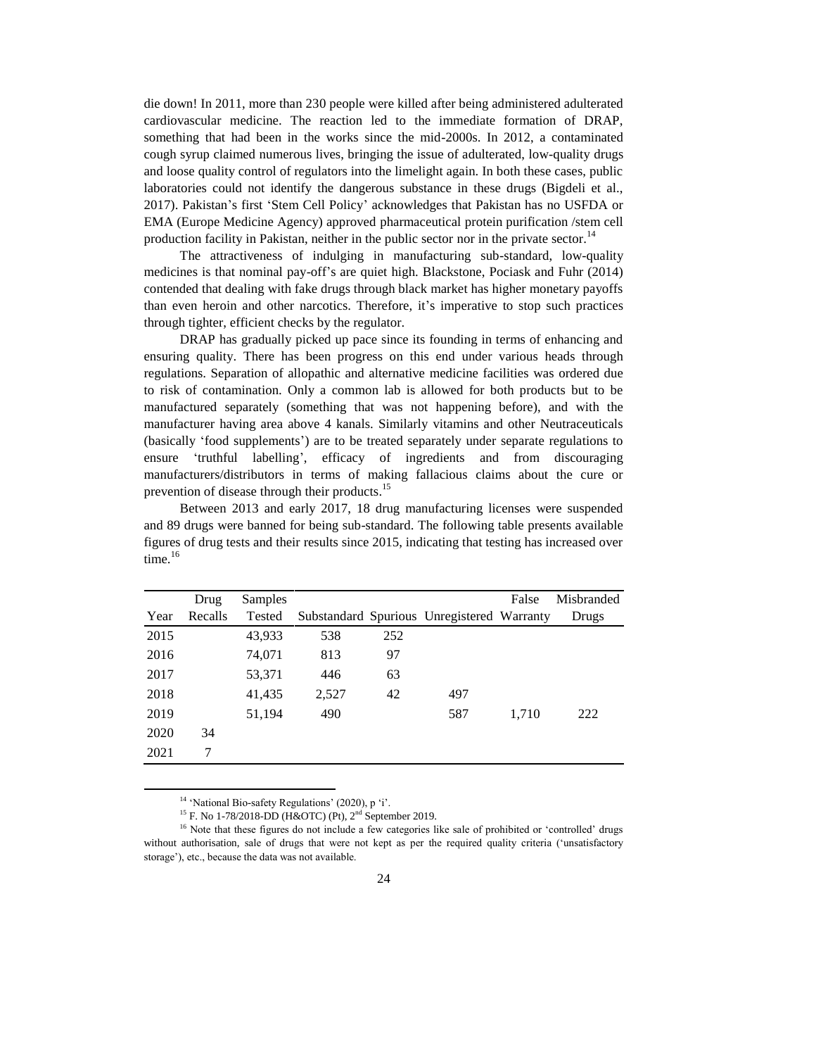die down! In 2011, more than 230 people were killed after being administered adulterated cardiovascular medicine. The reaction led to the immediate formation of DRAP, something that had been in the works since the mid-2000s. In 2012, a contaminated cough syrup claimed numerous lives, bringing the issue of adulterated, low-quality drugs and loose quality control of regulators into the limelight again. In both these cases, public laboratories could not identify the dangerous substance in these drugs (Bigdeli et al., 2017). Pakistan's first 'Stem Cell Policy' acknowledges that Pakistan has no USFDA or EMA (Europe Medicine Agency) approved pharmaceutical protein purification /stem cell production facility in Pakistan, neither in the public sector nor in the private sector.[14]

The attractiveness of indulging in manufacturing sub-standard, low-quality medicines is that nominal pay-off's are quiet high. Blackstone, Pociask and Fuhr (2014) contended that dealing with fake drugs through black market has higher monetary payoffs than even heroin and other narcotics. Therefore, it's imperative to stop such practices through tighter, efficient checks by the regulator.

DRAP has gradually picked up pace since its founding in terms of enhancing and ensuring quality. There has been progress on this end under various heads through regulations. Separation of allopathic and alternative medicine facilities was ordered due to risk of contamination. Only a common lab is allowed for both products but to be manufactured separately (something that was not happening before), and with the manufacturer having area above 4 kanals. Similarly vitamins and other Neutraceuticals (basically 'food supplements') are to be treated separately under separate regulations to ensure 'truthful labelling', efficacy of ingredients and from discouraging manufacturers/distributors in terms of making fallacious claims about the cure or prevention of disease through their products.[15]

Between 2013 and early 2017, 18 drug manufacturing licenses were suspended and 89 drugs were banned for being sub-standard. The following table presents available figures of drug tests and their results since 2015, indicating that testing has increased over time.[16]

| Year | Drug Recalls | Samples Tested | Substandard | Spurious | Unregistered | False Warranty | Misbranded Drugs |
|---|---|---|---|---|---|---|---|
| 2015 | | 43,933 | 538 | 252 | | | |
| 2016 | | 74,071 | 813 | 97 | | | |
| 2017 | | 53,371 | 446 | 63 | | | |
| 2018 | | 41,435 | 2,527 | 42 | 497 | | |
| 2019 | | 51,194 | 490 | | 587 | 1,710 | 222 |
| 2020 | 34 | | | | | | |
| 2021 | 7 | | | | | | |

[14] 'National Bio-safety Regulations' (2020), p 'i'.

[15] F. No 1-78/2018-DD (H&OTC) (Pt), 2nd September 2019.

[16] Note that these figures do not include a few categories like sale of prohibited or 'controlled' drugs without authorisation, sale of drugs that were not kept as per the required quality criteria ('unsatisfactory storage'), etc., because the data was not available.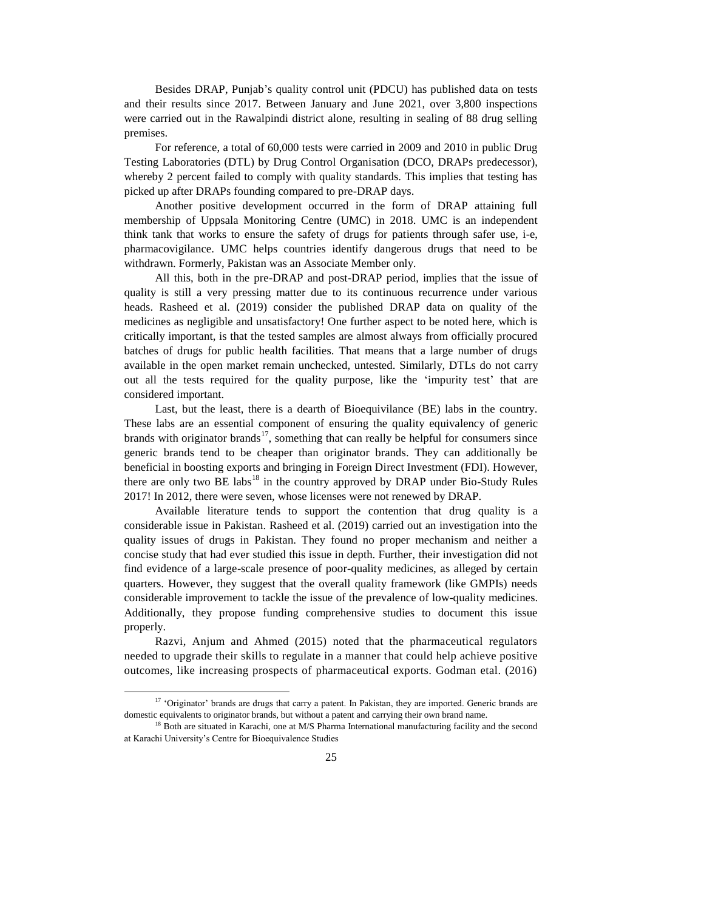Besides DRAP, Punjab's quality control unit (PDCU) has published data on tests and their results since 2017. Between January and June 2021, over 3,800 inspections were carried out in the Rawalpindi district alone, resulting in sealing of 88 drug selling premises.

For reference, a total of 60,000 tests were carried in 2009 and 2010 in public Drug Testing Laboratories (DTL) by Drug Control Organisation (DCO, DRAPs predecessor), whereby 2 percent failed to comply with quality standards. This implies that testing has picked up after DRAPs founding compared to pre-DRAP days.

Another positive development occurred in the form of DRAP attaining full membership of Uppsala Monitoring Centre (UMC) in 2018. UMC is an independent think tank that works to ensure the safety of drugs for patients through safer use, i-e, pharmacovigilance. UMC helps countries identify dangerous drugs that need to be withdrawn. Formerly, Pakistan was an Associate Member only.

All this, both in the pre-DRAP and post-DRAP period, implies that the issue of quality is still a very pressing matter due to its continuous recurrence under various heads. Rasheed et al. (2019) consider the published DRAP data on quality of the medicines as negligible and unsatisfactory! One further aspect to be noted here, which is critically important, is that the tested samples are almost always from officially procured batches of drugs for public health facilities. That means that a large number of drugs available in the open market remain unchecked, untested. Similarly, DTLs do not carry out all the tests required for the quality purpose, like the 'impurity test' that are considered important.

Last, but the least, there is a dearth of Bioequivilance (BE) labs in the country. These labs are an essential component of ensuring the quality equivalency of generic brands with originator brands[17], something that can really be helpful for consumers since generic brands tend to be cheaper than originator brands. They can additionally be beneficial in boosting exports and bringing in Foreign Direct Investment (FDI). However, there are only two BE labs[18] in the country approved by DRAP under Bio-Study Rules 2017! In 2012, there were seven, whose licenses were not renewed by DRAP.

Available literature tends to support the contention that drug quality is a considerable issue in Pakistan. Rasheed et al. (2019) carried out an investigation into the quality issues of drugs in Pakistan. They found no proper mechanism and neither a concise study that had ever studied this issue in depth. Further, their investigation did not find evidence of a large-scale presence of poor-quality medicines, as alleged by certain quarters. However, they suggest that the overall quality framework (like GMPIs) needs considerable improvement to tackle the issue of the prevalence of low-quality medicines. Additionally, they propose funding comprehensive studies to document this issue properly.

Razvi, Anjum and Ahmed (2015) noted that the pharmaceutical regulators needed to upgrade their skills to regulate in a manner that could help achieve positive outcomes, like increasing prospects of pharmaceutical exports. Godman etal. (2016)

---

[17] 'Originator' brands are drugs that carry a patent. In Pakistan, they are imported. Generic brands are domestic equivalents to originator brands, but without a patent and carrying their own brand name.

[18] Both are situated in Karachi, one at M/S Pharma International manufacturing facility and the second at Karachi University's Centre for Bioequivalence Studies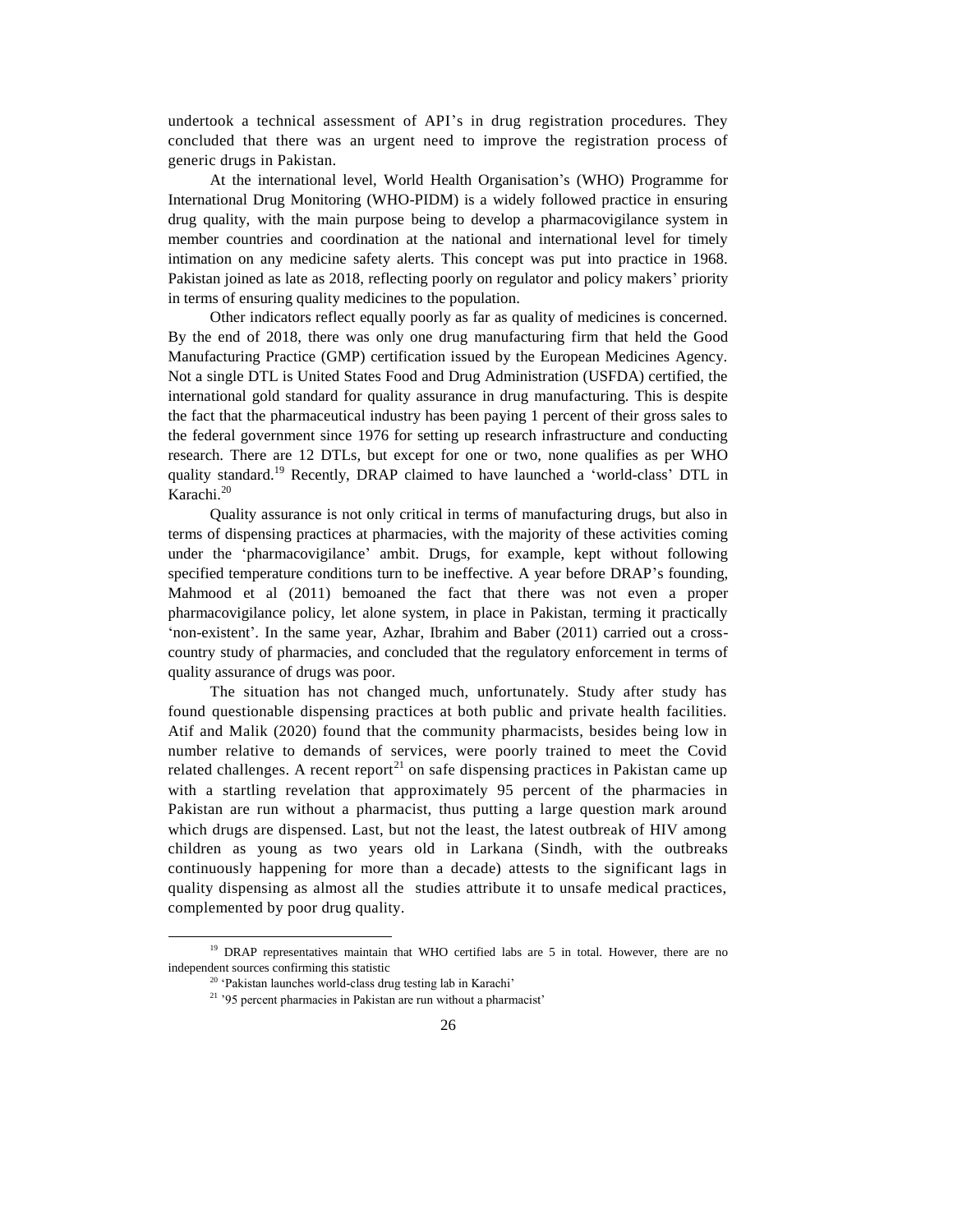undertook a technical assessment of API's in drug registration procedures. They concluded that there was an urgent need to improve the registration process of generic drugs in Pakistan.

At the international level, World Health Organisation's (WHO) Programme for International Drug Monitoring (WHO-PIDM) is a widely followed practice in ensuring drug quality, with the main purpose being to develop a pharmacovigilance system in member countries and coordination at the national and international level for timely intimation on any medicine safety alerts. This concept was put into practice in 1968. Pakistan joined as late as 2018, reflecting poorly on regulator and policy makers' priority in terms of ensuring quality medicines to the population.

Other indicators reflect equally poorly as far as quality of medicines is concerned. By the end of 2018, there was only one drug manufacturing firm that held the Good Manufacturing Practice (GMP) certification issued by the European Medicines Agency. Not a single DTL is United States Food and Drug Administration (USFDA) certified, the international gold standard for quality assurance in drug manufacturing. This is despite the fact that the pharmaceutical industry has been paying 1 percent of their gross sales to the federal government since 1976 for setting up research infrastructure and conducting research. There are 12 DTLs, but except for one or two, none qualifies as per WHO quality standard.[19] Recently, DRAP claimed to have launched a 'world-class' DTL in Karachi.[20]

Quality assurance is not only critical in terms of manufacturing drugs, but also in terms of dispensing practices at pharmacies, with the majority of these activities coming under the 'pharmacovigilance' ambit. Drugs, for example, kept without following specified temperature conditions turn to be ineffective. A year before DRAP's founding, Mahmood et al (2011) bemoaned the fact that there was not even a proper pharmacovigilance policy, let alone system, in place in Pakistan, terming it practically 'non-existent'. In the same year, Azhar, Ibrahim and Baber (2011) carried out a cross-country study of pharmacies, and concluded that the regulatory enforcement in terms of quality assurance of drugs was poor.

The situation has not changed much, unfortunately. Study after study has found questionable dispensing practices at both public and private health facilities. Atif and Malik (2020) found that the community pharmacists, besides being low in number relative to demands of services, were poorly trained to meet the Covid related challenges. A recent report[21] on safe dispensing practices in Pakistan came up with a startling revelation that approximately 95 percent of the pharmacies in Pakistan are run without a pharmacist, thus putting a large question mark around which drugs are dispensed. Last, but not the least, the latest outbreak of HIV among children as young as two years old in Larkana (Sindh, with the outbreaks continuously happening for more than a decade) attests to the significant lags in quality dispensing as almost all the studies attribute it to unsafe medical practices, complemented by poor drug quality.

---

[19] DRAP representatives maintain that WHO certified labs are 5 in total. However, there are no independent sources confirming this statistic

[20] 'Pakistan launches world-class drug testing lab in Karachi'

[21] '95 percent pharmacies in Pakistan are run without a pharmacist'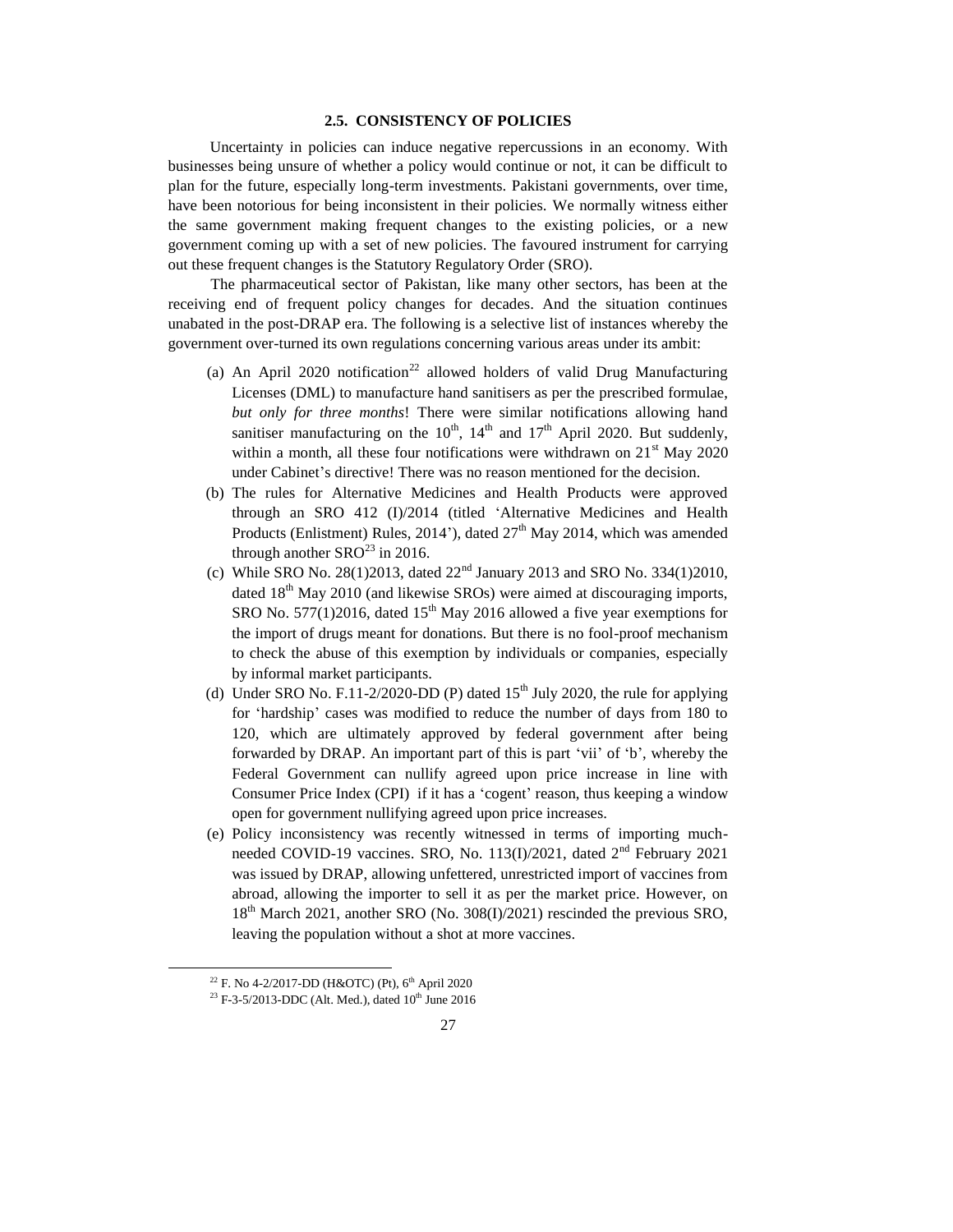## 2.5. CONSISTENCY OF POLICIES

Uncertainty in policies can induce negative repercussions in an economy. With businesses being unsure of whether a policy would continue or not, it can be difficult to plan for the future, especially long-term investments. Pakistani governments, over time, have been notorious for being inconsistent in their policies. We normally witness either the same government making frequent changes to the existing policies, or a new government coming up with a set of new policies. The favoured instrument for carrying out these frequent changes is the Statutory Regulatory Order (SRO).

The pharmaceutical sector of Pakistan, like many other sectors, has been at the receiving end of frequent policy changes for decades. And the situation continues unabated in the post-DRAP era. The following is a selective list of instances whereby the government over-turned its own regulations concerning various areas under its ambit:

(a) An April 2020 notification[22] allowed holders of valid Drug Manufacturing Licenses (DML) to manufacture hand sanitisers as per the prescribed formulae, *but only for three months*! There were similar notifications allowing hand sanitiser manufacturing on the 10th, 14th and 17th April 2020. But suddenly, within a month, all these four notifications were withdrawn on 21st May 2020 under Cabinet's directive! There was no reason mentioned for the decision.

(b) The rules for Alternative Medicines and Health Products were approved through an SRO 412 (I)/2014 (titled 'Alternative Medicines and Health Products (Enlistment) Rules, 2014'), dated 27th May 2014, which was amended through another SRO[23] in 2016.

(c) While SRO No. 28(1)2013, dated 22nd January 2013 and SRO No. 334(1)2010, dated 18th May 2010 (and likewise SROs) were aimed at discouraging imports, SRO No. 577(1)2016, dated 15th May 2016 allowed a five year exemptions for the import of drugs meant for donations. But there is no fool-proof mechanism to check the abuse of this exemption by individuals or companies, especially by informal market participants.

(d) Under SRO No. F.11-2/2020-DD (P) dated 15th July 2020, the rule for applying for 'hardship' cases was modified to reduce the number of days from 180 to 120, which are ultimately approved by federal government after being forwarded by DRAP. An important part of this is part 'vii' of 'b', whereby the Federal Government can nullify agreed upon price increase in line with Consumer Price Index (CPI) if it has a 'cogent' reason, thus keeping a window open for government nullifying agreed upon price increases.

(e) Policy inconsistency was recently witnessed in terms of importing much-needed COVID-19 vaccines. SRO, No. 113(I)/2021, dated 2nd February 2021 was issued by DRAP, allowing unfettered, unrestricted import of vaccines from abroad, allowing the importer to sell it as per the market price. However, on 18th March 2021, another SRO (No. 308(I)/2021) rescinded the previous SRO, leaving the population without a shot at more vaccines.

---

[22] F. No 4-2/2017-DD (H&OTC) (Pt), 6th April 2020

[23] F-3-5/2013-DDC (Alt. Med.), dated 10th June 2016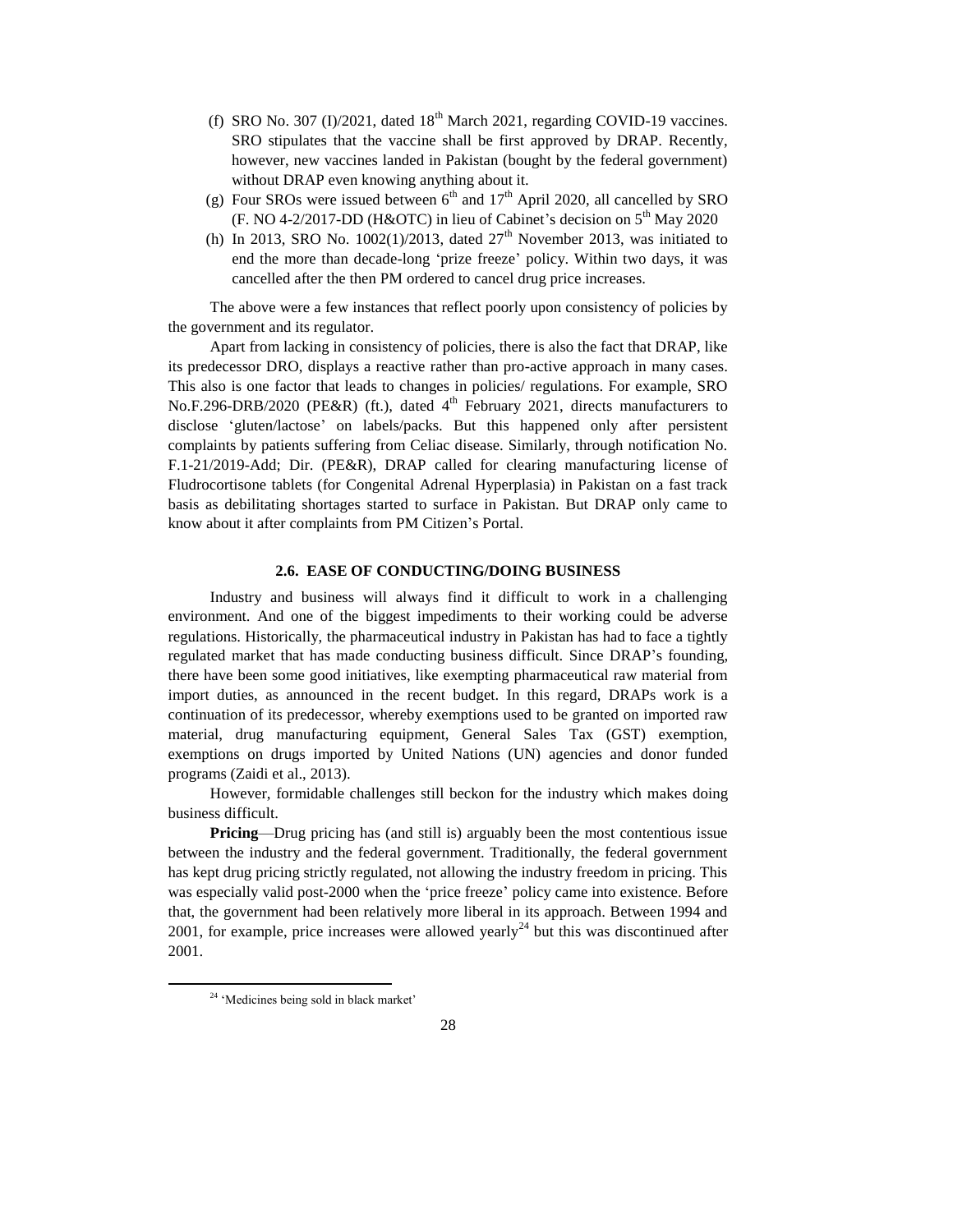(f) SRO No. 307 (I)/2021, dated 18th March 2021, regarding COVID-19 vaccines. SRO stipulates that the vaccine shall be first approved by DRAP. Recently, however, new vaccines landed in Pakistan (bought by the federal government) without DRAP even knowing anything about it.

(g) Four SROs were issued between 6th and 17th April 2020, all cancelled by SRO (F. NO 4-2/2017-DD (H&OTC) in lieu of Cabinet's decision on 5th May 2020

(h) In 2013, SRO No. 1002(1)/2013, dated 27th November 2013, was initiated to end the more than decade-long 'prize freeze' policy. Within two days, it was cancelled after the then PM ordered to cancel drug price increases.

The above were a few instances that reflect poorly upon consistency of policies by the government and its regulator.

Apart from lacking in consistency of policies, there is also the fact that DRAP, like its predecessor DRO, displays a reactive rather than pro-active approach in many cases. This also is one factor that leads to changes in policies/ regulations. For example, SRO No.F.296-DRB/2020 (PE&R) (ft.), dated 4th February 2021, directs manufacturers to disclose 'gluten/lactose' on labels/packs. But this happened only after persistent complaints by patients suffering from Celiac disease. Similarly, through notification No. F.1-21/2019-Add; Dir. (PE&R), DRAP called for clearing manufacturing license of Fludrocortisone tablets (for Congenital Adrenal Hyperplasia) in Pakistan on a fast track basis as debilitating shortages started to surface in Pakistan. But DRAP only came to know about it after complaints from PM Citizen's Portal.

### 2.6. EASE OF CONDUCTING/DOING BUSINESS

Industry and business will always find it difficult to work in a challenging environment. And one of the biggest impediments to their working could be adverse regulations. Historically, the pharmaceutical industry in Pakistan has had to face a tightly regulated market that has made conducting business difficult. Since DRAP's founding, there have been some good initiatives, like exempting pharmaceutical raw material from import duties, as announced in the recent budget. In this regard, DRAPs work is a continuation of its predecessor, whereby exemptions used to be granted on imported raw material, drug manufacturing equipment, General Sales Tax (GST) exemption, exemptions on drugs imported by United Nations (UN) agencies and donor funded programs (Zaidi et al., 2013).

However, formidable challenges still beckon for the industry which makes doing business difficult.

**Pricing**—Drug pricing has (and still is) arguably been the most contentious issue between the industry and the federal government. Traditionally, the federal government has kept drug pricing strictly regulated, not allowing the industry freedom in pricing. This was especially valid post-2000 when the 'price freeze' policy came into existence. Before that, the government had been relatively more liberal in its approach. Between 1994 and 2001, for example, price increases were allowed yearly[24] but this was discontinued after 2001.

[24] 'Medicines being sold in black market'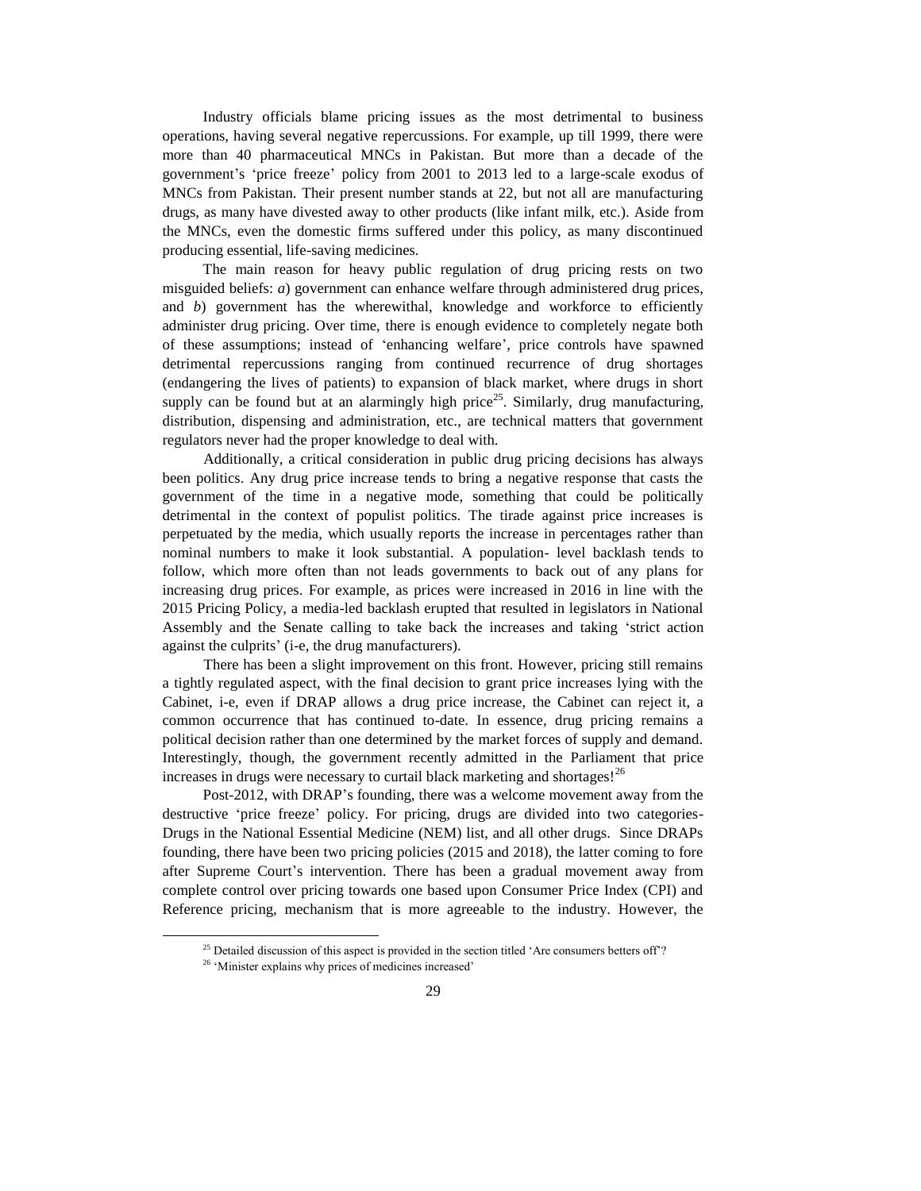Industry officials blame pricing issues as the most detrimental to business operations, having several negative repercussions. For example, up till 1999, there were more than 40 pharmaceutical MNCs in Pakistan. But more than a decade of the government's 'price freeze' policy from 2001 to 2013 led to a large-scale exodus of MNCs from Pakistan. Their present number stands at 22, but not all are manufacturing drugs, as many have divested away to other products (like infant milk, etc.). Aside from the MNCs, even the domestic firms suffered under this policy, as many discontinued producing essential, life-saving medicines.

The main reason for heavy public regulation of drug pricing rests on two misguided beliefs: *a*) government can enhance welfare through administered drug prices, and *b*) government has the wherewithal, knowledge and workforce to efficiently administer drug pricing. Over time, there is enough evidence to completely negate both of these assumptions; instead of 'enhancing welfare', price controls have spawned detrimental repercussions ranging from continued recurrence of drug shortages (endangering the lives of patients) to expansion of black market, where drugs in short supply can be found but at an alarmingly high price[25]. Similarly, drug manufacturing, distribution, dispensing and administration, etc., are technical matters that government regulators never had the proper knowledge to deal with.

Additionally, a critical consideration in public drug pricing decisions has always been politics. Any drug price increase tends to bring a negative response that casts the government of the time in a negative mode, something that could be politically detrimental in the context of populist politics. The tirade against price increases is perpetuated by the media, which usually reports the increase in percentages rather than nominal numbers to make it look substantial. A population- level backlash tends to follow, which more often than not leads governments to back out of any plans for increasing drug prices. For example, as prices were increased in 2016 in line with the 2015 Pricing Policy, a media-led backlash erupted that resulted in legislators in National Assembly and the Senate calling to take back the increases and taking 'strict action against the culprits' (i-e, the drug manufacturers).

There has been a slight improvement on this front. However, pricing still remains a tightly regulated aspect, with the final decision to grant price increases lying with the Cabinet, i-e, even if DRAP allows a drug price increase, the Cabinet can reject it, a common occurrence that has continued to-date. In essence, drug pricing remains a political decision rather than one determined by the market forces of supply and demand. Interestingly, though, the government recently admitted in the Parliament that price increases in drugs were necessary to curtail black marketing and shortages![26]

Post-2012, with DRAP's founding, there was a welcome movement away from the destructive 'price freeze' policy. For pricing, drugs are divided into two categories- Drugs in the National Essential Medicine (NEM) list, and all other drugs. Since DRAPs founding, there have been two pricing policies (2015 and 2018), the latter coming to fore after Supreme Court's intervention. There has been a gradual movement away from complete control over pricing towards one based upon Consumer Price Index (CPI) and Reference pricing, mechanism that is more agreeable to the industry. However, the

[25] Detailed discussion of this aspect is provided in the section titled 'Are consumers betters off'?

[26] 'Minister explains why prices of medicines increased'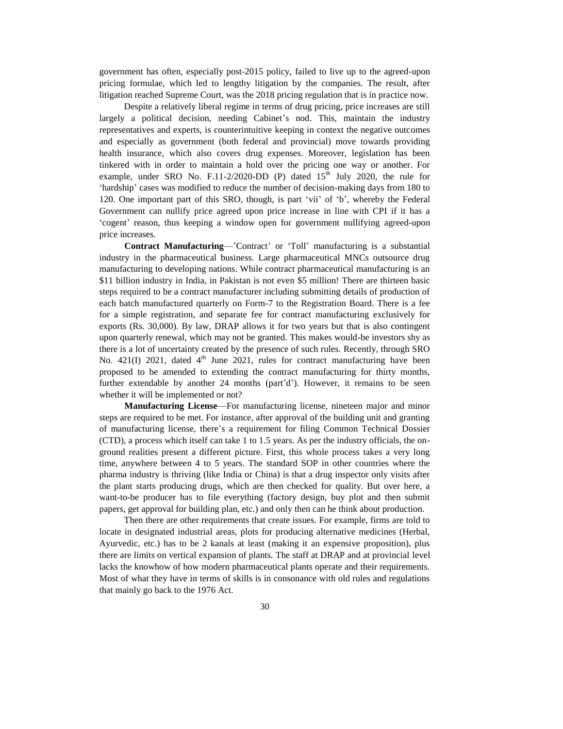government has often, especially post-2015 policy, failed to live up to the agreed-upon pricing formulae, which led to lengthy litigation by the companies. The result, after litigation reached Supreme Court, was the 2018 pricing regulation that is in practice now.

Despite a relatively liberal regime in terms of drug pricing, price increases are still largely a political decision, needing Cabinet's nod. This, maintain the industry representatives and experts, is counterintuitive keeping in context the negative outcomes and especially as government (both federal and provincial) move towards providing health insurance, which also covers drug expenses. Moreover, legislation has been tinkered with in order to maintain a hold over the pricing one way or another. For example, under SRO No. F.11-2/2020-DD (P) dated 15th July 2020, the rule for 'hardship' cases was modified to reduce the number of decision-making days from 180 to 120. One important part of this SRO, though, is part 'vii' of 'b', whereby the Federal Government can nullify price agreed upon price increase in line with CPI if it has a 'cogent' reason, thus keeping a window open for government nullifying agreed-upon price increases.

**Contract Manufacturing**—'Contract' or 'Toll' manufacturing is a substantial industry in the pharmaceutical business. Large pharmaceutical MNCs outsource drug manufacturing to developing nations. While contract pharmaceutical manufacturing is an \$11 billion industry in India, in Pakistan is not even \$5 million! There are thirteen basic steps required to be a contract manufacturer including submitting details of production of each batch manufactured quarterly on Form-7 to the Registration Board. There is a fee for a simple registration, and separate fee for contract manufacturing exclusively for exports (Rs. 30,000). By law, DRAP allows it for two years but that is also contingent upon quarterly renewal, which may not be granted. This makes would-be investors shy as there is a lot of uncertainty created by the presence of such rules. Recently, through SRO No. 421(I) 2021, dated 4th June 2021, rules for contract manufacturing have been proposed to be amended to extending the contract manufacturing for thirty months, further extendable by another 24 months (part'd'). However, it remains to be seen whether it will be implemented or not?

**Manufacturing License**—For manufacturing license, nineteen major and minor steps are required to be met. For instance, after approval of the building unit and granting of manufacturing license, there's a requirement for filing Common Technical Dossier (CTD), a process which itself can take 1 to 1.5 years. As per the industry officials, the on-ground realities present a different picture. First, this whole process takes a very long time, anywhere between 4 to 5 years. The standard SOP in other countries where the pharma industry is thriving (like India or China) is that a drug inspector only visits after the plant starts producing drugs, which are then checked for quality. But over here, a want-to-be producer has to file everything (factory design, buy plot and then submit papers, get approval for building plan, etc.) and only then can he think about production.

Then there are other requirements that create issues. For example, firms are told to locate in designated industrial areas, plots for producing alternative medicines (Herbal, Ayurvedic, etc.) has to be 2 kanals at least (making it an expensive proposition), plus there are limits on vertical expansion of plants. The staff at DRAP and at provincial level lacks the knowhow of how modern pharmaceutical plants operate and their requirements. Most of what they have in terms of skills is in consonance with old rules and regulations that mainly go back to the 1976 Act.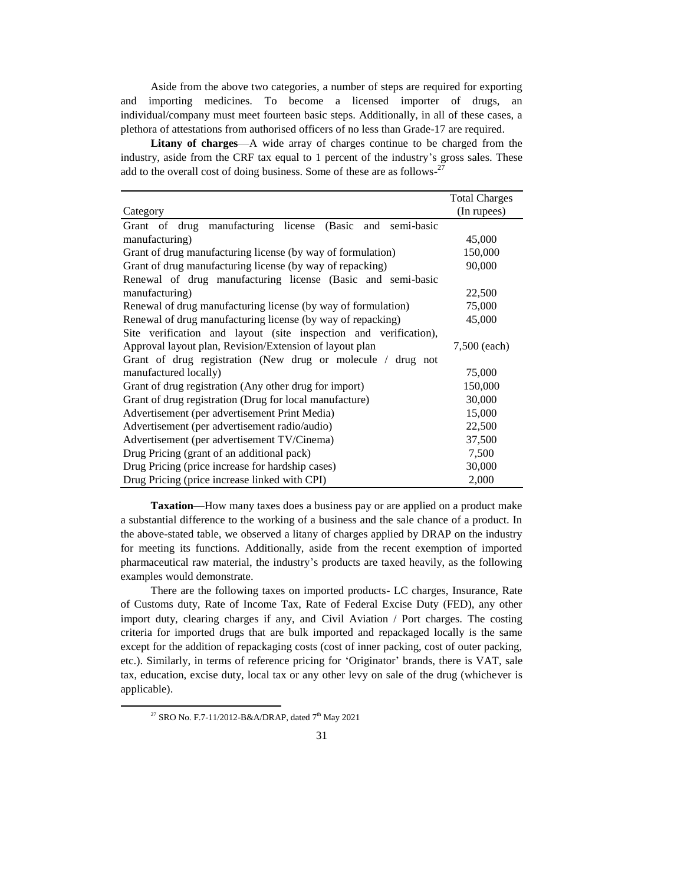Aside from the above two categories, a number of steps are required for exporting and importing medicines. To become a licensed importer of drugs, an individual/company must meet fourteen basic steps. Additionally, in all of these cases, a plethora of attestations from authorised officers of no less than Grade-17 are required.

**Litany of charges**—A wide array of charges continue to be charged from the industry, aside from the CRF tax equal to 1 percent of the industry's gross sales. These add to the overall cost of doing business. Some of these are as follows-[27]

| Category | Total Charges (In rupees) |
|---|---|
| Grant of drug manufacturing license (Basic and semi-basic manufacturing) | 45,000 |
| Grant of drug manufacturing license (by way of formulation) | 150,000 |
| Grant of drug manufacturing license (by way of repacking) | 90,000 |
| Renewal of drug manufacturing license (Basic and semi-basic manufacturing) | 22,500 |
| Renewal of drug manufacturing license (by way of formulation) | 75,000 |
| Renewal of drug manufacturing license (by way of repacking) | 45,000 |
| Site verification and layout (site inspection and verification), Approval layout plan, Revision/Extension of layout plan | 7,500 (each) |
| Grant of drug registration (New drug or molecule / drug not manufactured locally) | 75,000 |
| Grant of drug registration (Any other drug for import) | 150,000 |
| Grant of drug registration (Drug for local manufacture) | 30,000 |
| Advertisement (per advertisement Print Media) | 15,000 |
| Advertisement (per advertisement radio/audio) | 22,500 |
| Advertisement (per advertisement TV/Cinema) | 37,500 |
| Drug Pricing (grant of an additional pack) | 7,500 |
| Drug Pricing (price increase for hardship cases) | 30,000 |
| Drug Pricing (price increase linked with CPI) | 2,000 |

**Taxation**—How many taxes does a business pay or are applied on a product make a substantial difference to the working of a business and the sale chance of a product. In the above-stated table, we observed a litany of charges applied by DRAP on the industry for meeting its functions. Additionally, aside from the recent exemption of imported pharmaceutical raw material, the industry's products are taxed heavily, as the following examples would demonstrate.

There are the following taxes on imported products- LC charges, Insurance, Rate of Customs duty, Rate of Income Tax, Rate of Federal Excise Duty (FED), any other import duty, clearing charges if any, and Civil Aviation / Port charges. The costing criteria for imported drugs that are bulk imported and repackaged locally is the same except for the addition of repackaging costs (cost of inner packing, cost of outer packing, etc.). Similarly, in terms of reference pricing for 'Originator' brands, there is VAT, sale tax, education, excise duty, local tax or any other levy on sale of the drug (whichever is applicable).

[27] SRO No. F.7-11/2012-B&A/DRAP, dated 7th May 2021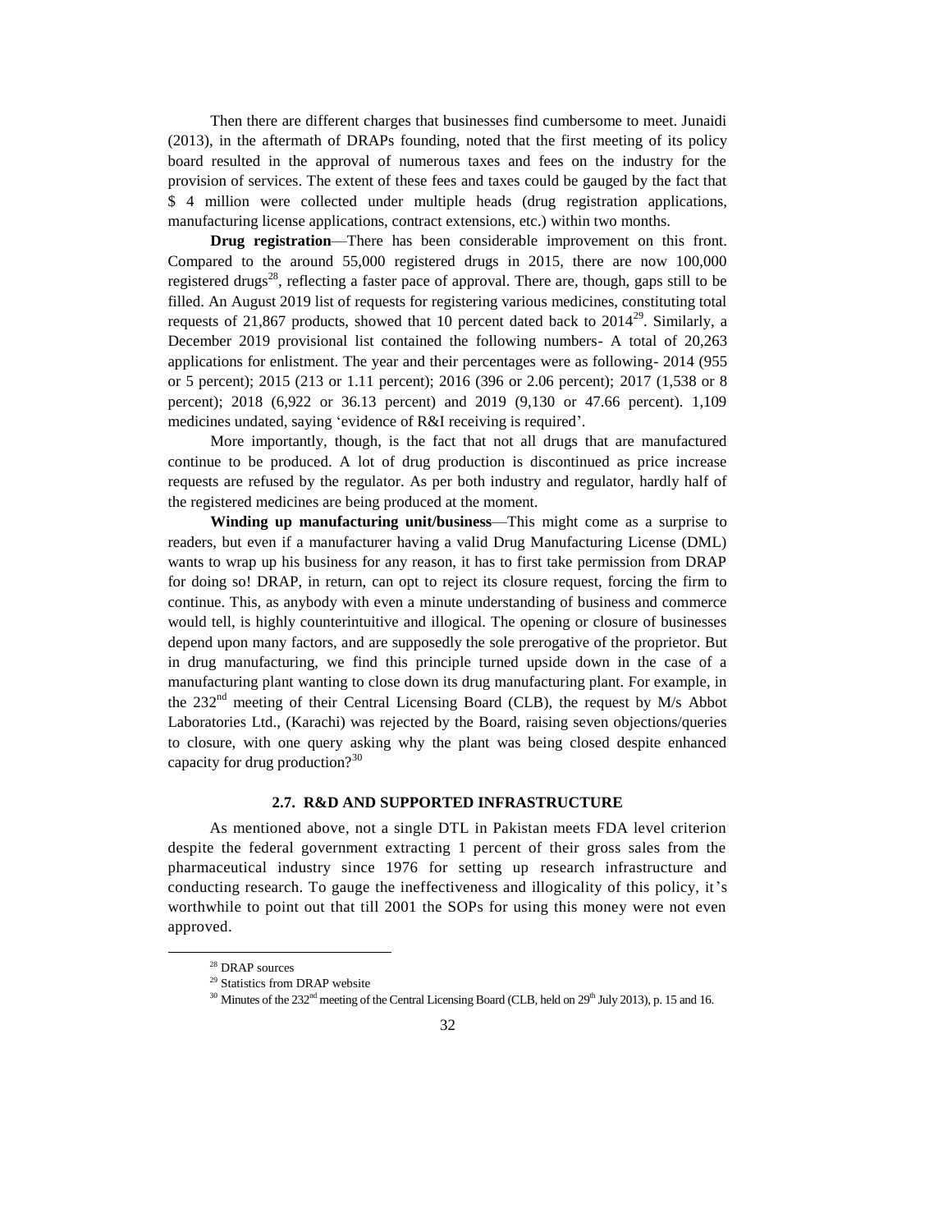Then there are different charges that businesses find cumbersome to meet. Junaidi (2013), in the aftermath of DRAPs founding, noted that the first meeting of its policy board resulted in the approval of numerous taxes and fees on the industry for the provision of services. The extent of these fees and taxes could be gauged by the fact that $ 4 million were collected under multiple heads (drug registration applications, manufacturing license applications, contract extensions, etc.) within two months.

**Drug registration**—There has been considerable improvement on this front. Compared to the around 55,000 registered drugs in 2015, there are now 100,000 registered drugs[28], reflecting a faster pace of approval. There are, though, gaps still to be filled. An August 2019 list of requests for registering various medicines, constituting total requests of 21,867 products, showed that 10 percent dated back to 2014[29]. Similarly, a December 2019 provisional list contained the following numbers- A total of 20,263 applications for enlistment. The year and their percentages were as following- 2014 (955 or 5 percent); 2015 (213 or 1.11 percent); 2016 (396 or 2.06 percent); 2017 (1,538 or 8 percent); 2018 (6,922 or 36.13 percent) and 2019 (9,130 or 47.66 percent). 1,109 medicines undated, saying 'evidence of R&I receiving is required'.

More importantly, though, is the fact that not all drugs that are manufactured continue to be produced. A lot of drug production is discontinued as price increase requests are refused by the regulator. As per both industry and regulator, hardly half of the registered medicines are being produced at the moment.

**Winding up manufacturing unit/business**—This might come as a surprise to readers, but even if a manufacturer having a valid Drug Manufacturing License (DML) wants to wrap up his business for any reason, it has to first take permission from DRAP for doing so! DRAP, in return, can opt to reject its closure request, forcing the firm to continue. This, as anybody with even a minute understanding of business and commerce would tell, is highly counterintuitive and illogical. The opening or closure of businesses depend upon many factors, and are supposedly the sole prerogative of the proprietor. But in drug manufacturing, we find this principle turned upside down in the case of a manufacturing plant wanting to close down its drug manufacturing plant. For example, in the 232nd meeting of their Central Licensing Board (CLB), the request by M/s Abbot Laboratories Ltd., (Karachi) was rejected by the Board, raising seven objections/queries to closure, with one query asking why the plant was being closed despite enhanced capacity for drug production?[30]

### 2.7. R&D AND SUPPORTED INFRASTRUCTURE

As mentioned above, not a single DTL in Pakistan meets FDA level criterion despite the federal government extracting 1 percent of their gross sales from the pharmaceutical industry since 1976 for setting up research infrastructure and conducting research. To gauge the ineffectiveness and illogicality of this policy, it's worthwhile to point out that till 2001 the SOPs for using this money were not even approved.

---

[28] DRAP sources

[29] Statistics from DRAP website

[30] Minutes of the 232nd meeting of the Central Licensing Board (CLB, held on 29th July 2013), p. 15 and 16.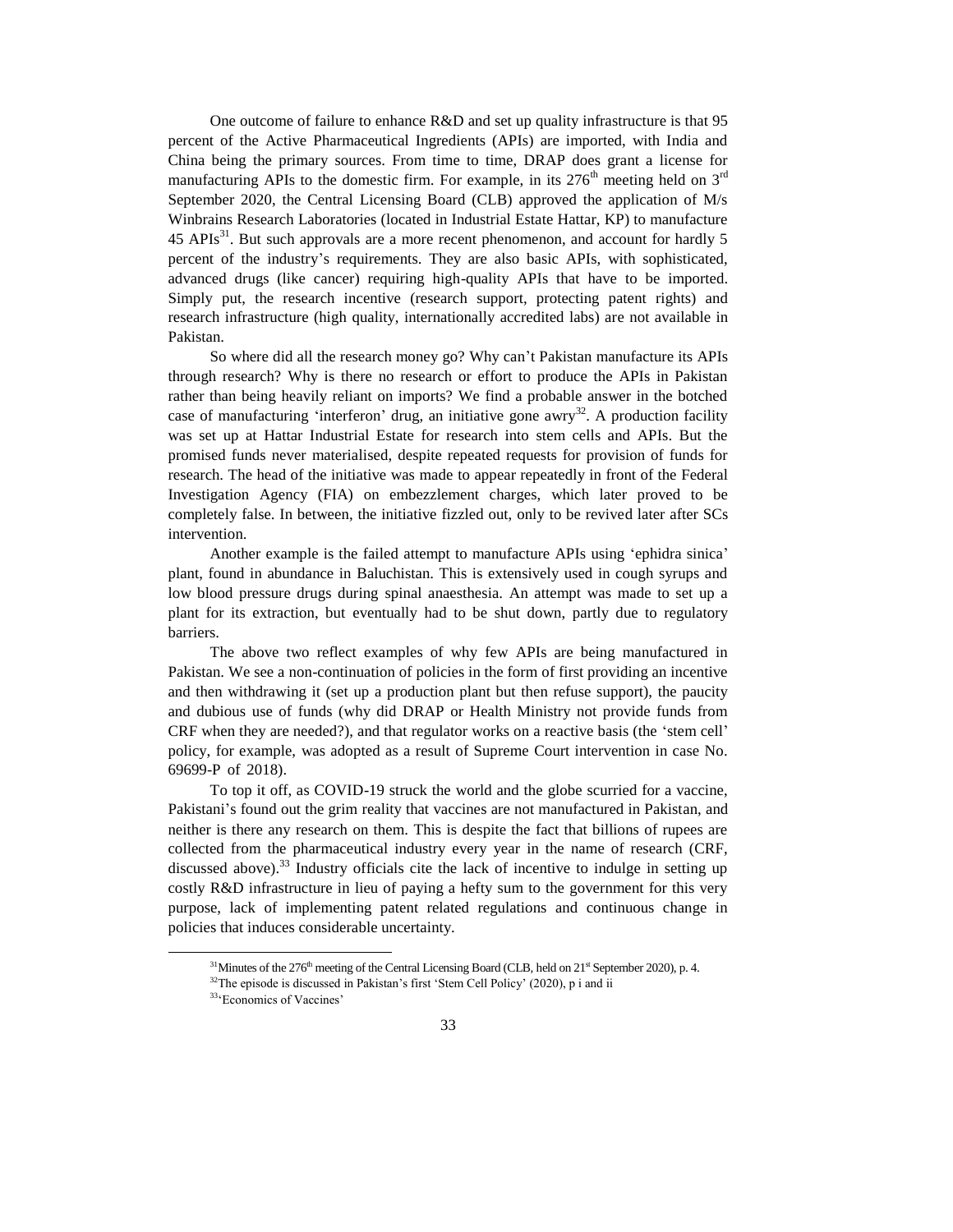One outcome of failure to enhance R&D and set up quality infrastructure is that 95 percent of the Active Pharmaceutical Ingredients (APIs) are imported, with India and China being the primary sources. From time to time, DRAP does grant a license for manufacturing APIs to the domestic firm. For example, in its 276th meeting held on 3rd September 2020, the Central Licensing Board (CLB) approved the application of M/s Winbrains Research Laboratories (located in Industrial Estate Hattar, KP) to manufacture 45 APIs[31]. But such approvals are a more recent phenomenon, and account for hardly 5 percent of the industry's requirements. They are also basic APIs, with sophisticated, advanced drugs (like cancer) requiring high-quality APIs that have to be imported. Simply put, the research incentive (research support, protecting patent rights) and research infrastructure (high quality, internationally accredited labs) are not available in Pakistan.

So where did all the research money go? Why can't Pakistan manufacture its APIs through research? Why is there no research or effort to produce the APIs in Pakistan rather than being heavily reliant on imports? We find a probable answer in the botched case of manufacturing 'interferon' drug, an initiative gone awry[32]. A production facility was set up at Hattar Industrial Estate for research into stem cells and APIs. But the promised funds never materialised, despite repeated requests for provision of funds for research. The head of the initiative was made to appear repeatedly in front of the Federal Investigation Agency (FIA) on embezzlement charges, which later proved to be completely false. In between, the initiative fizzled out, only to be revived later after SCs intervention.

Another example is the failed attempt to manufacture APIs using 'ephidra sinica' plant, found in abundance in Baluchistan. This is extensively used in cough syrups and low blood pressure drugs during spinal anaesthesia. An attempt was made to set up a plant for its extraction, but eventually had to be shut down, partly due to regulatory barriers.

The above two reflect examples of why few APIs are being manufactured in Pakistan. We see a non-continuation of policies in the form of first providing an incentive and then withdrawing it (set up a production plant but then refuse support), the paucity and dubious use of funds (why did DRAP or Health Ministry not provide funds from CRF when they are needed?), and that regulator works on a reactive basis (the 'stem cell' policy, for example, was adopted as a result of Supreme Court intervention in case No. 69699-P of 2018).

To top it off, as COVID-19 struck the world and the globe scurried for a vaccine, Pakistani's found out the grim reality that vaccines are not manufactured in Pakistan, and neither is there any research on them. This is despite the fact that billions of rupees are collected from the pharmaceutical industry every year in the name of research (CRF, discussed above).[33] Industry officials cite the lack of incentive to indulge in setting up costly R&D infrastructure in lieu of paying a hefty sum to the government for this very purpose, lack of implementing patent related regulations and continuous change in policies that induces considerable uncertainty.

---

[31] Minutes of the 276th meeting of the Central Licensing Board (CLB, held on 21st September 2020), p. 4.

[32] The episode is discussed in Pakistan's first 'Stem Cell Policy' (2020), p i and ii

[33] 'Economics of Vaccines'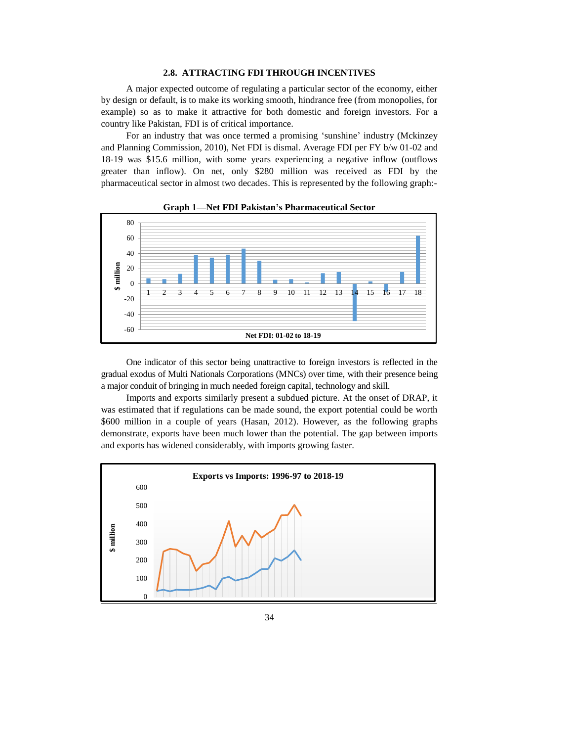## 2.8. ATTRACTING FDI THROUGH INCENTIVES

A major expected outcome of regulating a particular sector of the economy, either by design or default, is to make its working smooth, hindrance free (from monopolies, for example) so as to make it attractive for both domestic and foreign investors. For a country like Pakistan, FDI is of critical importance.

For an industry that was once termed a promising 'sunshine' industry (Mckinzey and Planning Commission, 2010), Net FDI is dismal. Average FDI per FY b/w 01-02 and 18-19 was $15.6 million, with some years experiencing a negative inflow (outflows greater than inflow). On net, only $280 million was received as FDI by the pharmaceutical sector in almost two decades. This is represented by the following graph:-

**Graph 1—Net FDI Pakistan's Pharmaceutical Sector**

One indicator of this sector being unattractive to foreign investors is reflected in the gradual exodus of Multi Nationals Corporations (MNCs) over time, with their presence being a major conduit of bringing in much needed foreign capital, technology and skill.

Imports and exports similarly present a subdued picture. At the onset of DRAP, it was estimated that if regulations can be made sound, the export potential could be worth $600 million in a couple of years (Hasan, 2012). However, as the following graphs demonstrate, exports have been much lower than the potential. The gap between imports and exports has widened considerably, with imports growing faster.

**Exports vs Imports: 1996-97 to 2018-19**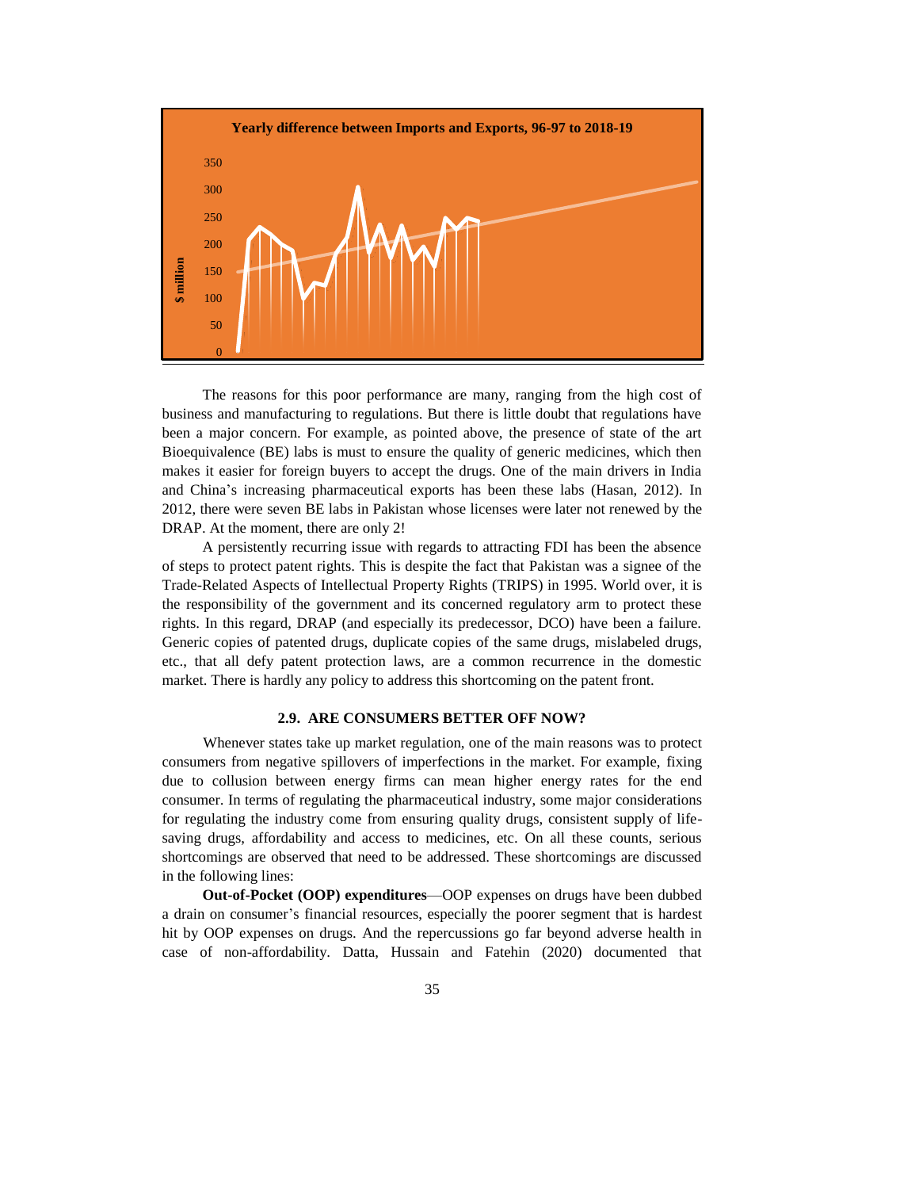**Yearly difference between Imports and Exports, 96-97 to 2018-19**

The reasons for this poor performance are many, ranging from the high cost of business and manufacturing to regulations. But there is little doubt that regulations have been a major concern. For example, as pointed above, the presence of state of the art Bioequivalence (BE) labs is must to ensure the quality of generic medicines, which then makes it easier for foreign buyers to accept the drugs. One of the main drivers in India and China's increasing pharmaceutical exports has been these labs (Hasan, 2012). In 2012, there were seven BE labs in Pakistan whose licenses were later not renewed by the DRAP. At the moment, there are only 2!

A persistently recurring issue with regards to attracting FDI has been the absence of steps to protect patent rights. This is despite the fact that Pakistan was a signee of the Trade-Related Aspects of Intellectual Property Rights (TRIPS) in 1995. World over, it is the responsibility of the government and its concerned regulatory arm to protect these rights. In this regard, DRAP (and especially its predecessor, DCO) have been a failure. Generic copies of patented drugs, duplicate copies of the same drugs, mislabeled drugs, etc., that all defy patent protection laws, are a common recurrence in the domestic market. There is hardly any policy to address this shortcoming on the patent front.

### 2.9. ARE CONSUMERS BETTER OFF NOW?

Whenever states take up market regulation, one of the main reasons was to protect consumers from negative spillovers of imperfections in the market. For example, fixing due to collusion between energy firms can mean higher energy rates for the end consumer. In terms of regulating the pharmaceutical industry, some major considerations for regulating the industry come from ensuring quality drugs, consistent supply of life-saving drugs, affordability and access to medicines, etc. On all these counts, serious shortcomings are observed that need to be addressed. These shortcomings are discussed in the following lines:

**Out-of-Pocket (OOP) expenditures**—OOP expenses on drugs have been dubbed a drain on consumer's financial resources, especially the poorer segment that is hardest hit by OOP expenses on drugs. And the repercussions go far beyond adverse health in case of non-affordability. Datta, Hussain and Fatehin (2020) documented that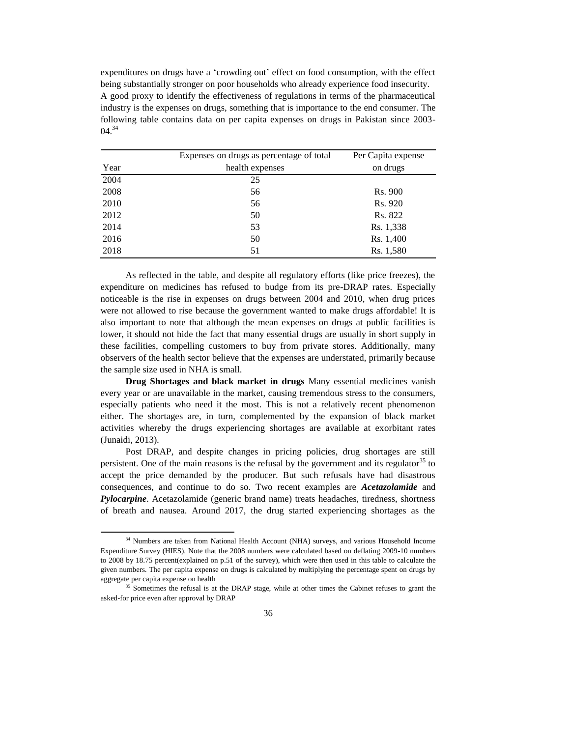expenditures on drugs have a 'crowding out' effect on food consumption, with the effect being substantially stronger on poor households who already experience food insecurity. A good proxy to identify the effectiveness of regulations in terms of the pharmaceutical industry is the expenses on drugs, something that is importance to the end consumer. The following table contains data on per capita expenses on drugs in Pakistan since 2003-04.[34]

| Year | Expenses on drugs as percentage of total health expenses | Per Capita expense on drugs |
|---|---|---|
| 2004 | 25 | |
| 2008 | 56 | Rs. 900 |
| 2010 | 56 | Rs. 920 |
| 2012 | 50 | Rs. 822 |
| 2014 | 53 | Rs. 1,338 |
| 2016 | 50 | Rs. 1,400 |
| 2018 | 51 | Rs. 1,580 |

As reflected in the table, and despite all regulatory efforts (like price freezes), the expenditure on medicines has refused to budge from its pre-DRAP rates. Especially noticeable is the rise in expenses on drugs between 2004 and 2010, when drug prices were not allowed to rise because the government wanted to make drugs affordable! It is also important to note that although the mean expenses on drugs at public facilities is lower, it should not hide the fact that many essential drugs are usually in short supply in these facilities, compelling customers to buy from private stores. Additionally, many observers of the health sector believe that the expenses are understated, primarily because the sample size used in NHA is small.

**Drug Shortages and black market in drugs** Many essential medicines vanish every year or are unavailable in the market, causing tremendous stress to the consumers, especially patients who need it the most. This is not a relatively recent phenomenon either. The shortages are, in turn, complemented by the expansion of black market activities whereby the drugs experiencing shortages are available at exorbitant rates (Junaidi, 2013).

Post DRAP, and despite changes in pricing policies, drug shortages are still persistent. One of the main reasons is the refusal by the government and its regulator[35] to accept the price demanded by the producer. But such refusals have had disastrous consequences, and continue to do so. Two recent examples are ***Acetazolamide*** and ***Pylocarpine***. Acetazolamide (generic brand name) treats headaches, tiredness, shortness of breath and nausea. Around 2017, the drug started experiencing shortages as the

[34] Numbers are taken from National Health Account (NHA) surveys, and various Household Income Expenditure Survey (HIES). Note that the 2008 numbers were calculated based on deflating 2009-10 numbers to 2008 by 18.75 percent(explained on p.51 of the survey), which were then used in this table to calculate the given numbers. The per capita expense on drugs is calculated by multiplying the percentage spent on drugs by aggregate per capita expense on health

[35] Sometimes the refusal is at the DRAP stage, while at other times the Cabinet refuses to grant the asked-for price even after approval by DRAP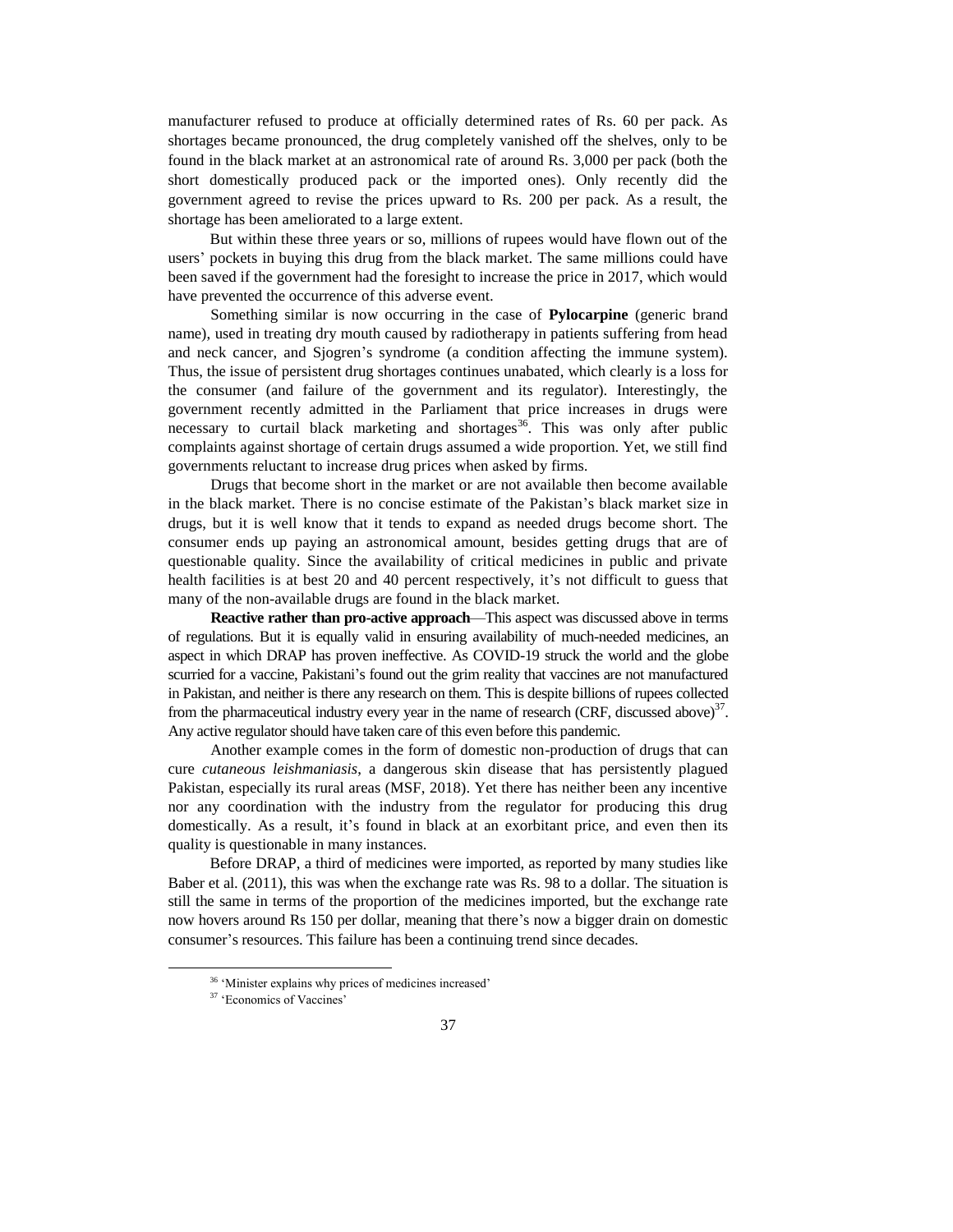manufacturer refused to produce at officially determined rates of Rs. 60 per pack. As shortages became pronounced, the drug completely vanished off the shelves, only to be found in the black market at an astronomical rate of around Rs. 3,000 per pack (both the short domestically produced pack or the imported ones). Only recently did the government agreed to revise the prices upward to Rs. 200 per pack. As a result, the shortage has been ameliorated to a large extent.

But within these three years or so, millions of rupees would have flown out of the users' pockets in buying this drug from the black market. The same millions could have been saved if the government had the foresight to increase the price in 2017, which would have prevented the occurrence of this adverse event.

Something similar is now occurring in the case of **Pylocarpine** (generic brand name), used in treating dry mouth caused by radiotherapy in patients suffering from head and neck cancer, and Sjogren's syndrome (a condition affecting the immune system). Thus, the issue of persistent drug shortages continues unabated, which clearly is a loss for the consumer (and failure of the government and its regulator). Interestingly, the government recently admitted in the Parliament that price increases in drugs were necessary to curtail black marketing and shortages[36]. This was only after public complaints against shortage of certain drugs assumed a wide proportion. Yet, we still find governments reluctant to increase drug prices when asked by firms.

Drugs that become short in the market or are not available then become available in the black market. There is no concise estimate of the Pakistan's black market size in drugs, but it is well know that it tends to expand as needed drugs become short. The consumer ends up paying an astronomical amount, besides getting drugs that are of questionable quality. Since the availability of critical medicines in public and private health facilities is at best 20 and 40 percent respectively, it's not difficult to guess that many of the non-available drugs are found in the black market.

**Reactive rather than pro-active approach**—This aspect was discussed above in terms of regulations. But it is equally valid in ensuring availability of much-needed medicines, an aspect in which DRAP has proven ineffective. As COVID-19 struck the world and the globe scurried for a vaccine, Pakistani's found out the grim reality that vaccines are not manufactured in Pakistan, and neither is there any research on them. This is despite billions of rupees collected from the pharmaceutical industry every year in the name of research (CRF, discussed above)[37]. Any active regulator should have taken care of this even before this pandemic.

Another example comes in the form of domestic non-production of drugs that can cure *cutaneous leishmaniasis*, a dangerous skin disease that has persistently plagued Pakistan, especially its rural areas (MSF, 2018). Yet there has neither been any incentive nor any coordination with the industry from the regulator for producing this drug domestically. As a result, it's found in black at an exorbitant price, and even then its quality is questionable in many instances.

Before DRAP, a third of medicines were imported, as reported by many studies like Baber et al. (2011), this was when the exchange rate was Rs. 98 to a dollar. The situation is still the same in terms of the proportion of the medicines imported, but the exchange rate now hovers around Rs 150 per dollar, meaning that there's now a bigger drain on domestic consumer's resources. This failure has been a continuing trend since decades.

---

[36] 'Minister explains why prices of medicines increased'

[37] 'Economics of Vaccines'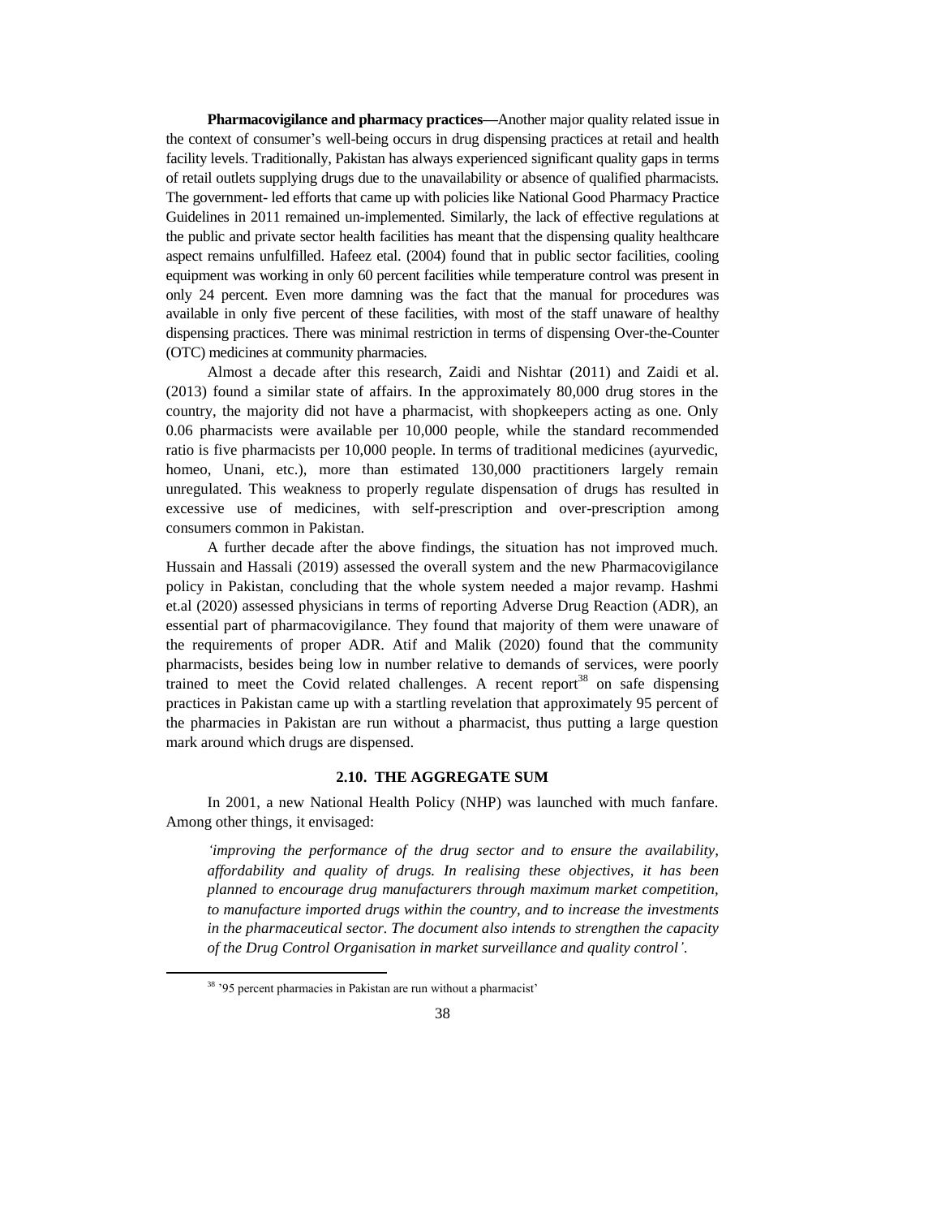**Pharmacovigilance and pharmacy practices**—Another major quality related issue in the context of consumer's well-being occurs in drug dispensing practices at retail and health facility levels. Traditionally, Pakistan has always experienced significant quality gaps in terms of retail outlets supplying drugs due to the unavailability or absence of qualified pharmacists. The government- led efforts that came up with policies like National Good Pharmacy Practice Guidelines in 2011 remained un-implemented. Similarly, the lack of effective regulations at the public and private sector health facilities has meant that the dispensing quality healthcare aspect remains unfulfilled. Hafeez etal. (2004) found that in public sector facilities, cooling equipment was working in only 60 percent facilities while temperature control was present in only 24 percent. Even more damning was the fact that the manual for procedures was available in only five percent of these facilities, with most of the staff unaware of healthy dispensing practices. There was minimal restriction in terms of dispensing Over-the-Counter (OTC) medicines at community pharmacies.

Almost a decade after this research, Zaidi and Nishtar (2011) and Zaidi et al. (2013) found a similar state of affairs. In the approximately 80,000 drug stores in the country, the majority did not have a pharmacist, with shopkeepers acting as one. Only 0.06 pharmacists were available per 10,000 people, while the standard recommended ratio is five pharmacists per 10,000 people. In terms of traditional medicines (ayurvedic, homeo, Unani, etc.), more than estimated 130,000 practitioners largely remain unregulated. This weakness to properly regulate dispensation of drugs has resulted in excessive use of medicines, with self-prescription and over-prescription among consumers common in Pakistan.

A further decade after the above findings, the situation has not improved much. Hussain and Hassali (2019) assessed the overall system and the new Pharmacovigilance policy in Pakistan, concluding that the whole system needed a major revamp. Hashmi et.al (2020) assessed physicians in terms of reporting Adverse Drug Reaction (ADR), an essential part of pharmacovigilance. They found that majority of them were unaware of the requirements of proper ADR. Atif and Malik (2020) found that the community pharmacists, besides being low in number relative to demands of services, were poorly trained to meet the Covid related challenges. A recent report[38] on safe dispensing practices in Pakistan came up with a startling revelation that approximately 95 percent of the pharmacies in Pakistan are run without a pharmacist, thus putting a large question mark around which drugs are dispensed.

### 2.10. THE AGGREGATE SUM

In 2001, a new National Health Policy (NHP) was launched with much fanfare. Among other things, it envisaged:

> *'improving the performance of the drug sector and to ensure the availability, affordability and quality of drugs. In realising these objectives, it has been planned to encourage drug manufacturers through maximum market competition, to manufacture imported drugs within the country, and to increase the investments in the pharmaceutical sector. The document also intends to strengthen the capacity of the Drug Control Organisation in market surveillance and quality control'.*

[38] '95 percent pharmacies in Pakistan are run without a pharmacist'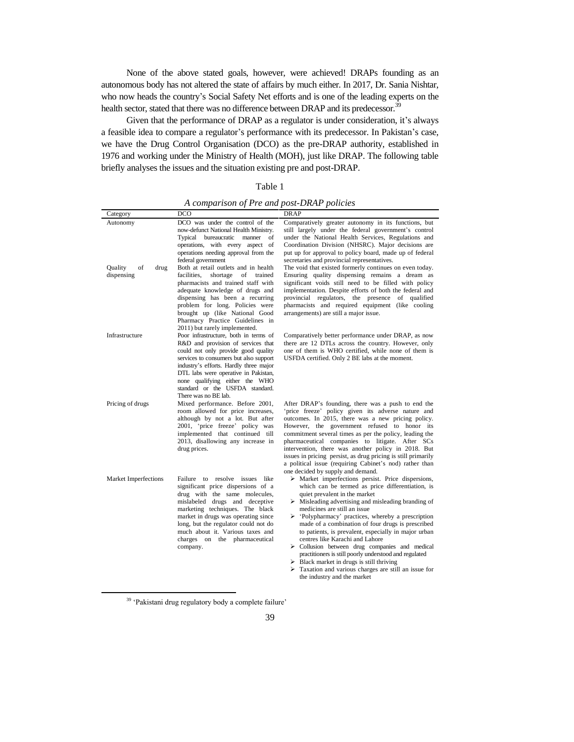None of the above stated goals, however, were achieved! DRAPs founding as an autonomous body has not altered the state of affairs by much either. In 2017, Dr. Sania Nishtar, who now heads the country's Social Safety Net efforts and is one of the leading experts on the health sector, stated that there was no difference between DRAP and its predecessor.[39]

Given that the performance of DRAP as a regulator is under consideration, it's always a feasible idea to compare a regulator's performance with its predecessor. In Pakistan's case, we have the Drug Control Organisation (DCO) as the pre-DRAP authority, established in 1976 and working under the Ministry of Health (MOH), just like DRAP. The following table briefly analyses the issues and the situation existing pre and post-DRAP.

Table 1

*A comparison of Pre and post-DRAP policies*

| Category | DCO | DRAP |
|---|---|---|
| Autonomy | DCO was under the control of the now-defunct National Health Ministry. Typical bureaucratic manner of operations, with every aspect of operations needing approval from the federal government | Comparatively greater autonomy in its functions, but still largely under the federal government's control under the National Health Services, Regulations and Coordination Division (NHSRC). Major decisions are put up for approval to policy board, made up of federal secretaries and provincial representatives. |
| Quality of drug dispensing | Both at retail outlets and in health facilities, shortage of trained pharmacists and trained staff with adequate knowledge of drugs and dispensing has been a recurring problem for long. Policies were brought up (like National Good Pharmacy Practice Guidelines in 2011) but rarely implemented. | The void that existed formerly continues on even today. Ensuring quality dispensing remains a dream as significant voids still need to be filled with policy implementation. Despite efforts of both the federal and provincial regulators, the presence of qualified pharmacists and required equipment (like cooling arrangements) are still a major issue. |
| Infrastructure | Poor infrastructure, both in terms of R&D and provision of services that could not only provide good quality services to consumers but also support industry's efforts. Hardly three major DTL labs were operative in Pakistan, none qualifying either the WHO standard or the USFDA standard. There was no BE lab. | Comparatively better performance under DRAP, as now there are 12 DTLs across the country. However, only one of them is WHO certified, while none of them is USFDA certified. Only 2 BE labs at the moment. |
| Pricing of drugs | Mixed performance. Before 2001, room allowed for price increases, although by not a lot. But after 2001, 'price freeze' policy was implemented that continued till 2013, disallowing any increase in drug prices. | After DRAP's founding, there was a push to end the 'price freeze' policy given its adverse nature and outcomes. In 2015, there was a new pricing policy. However, the government refused to honor its commitment several times as per the policy, leading the pharmaceutical companies to litigate. After SCs intervention, there was another policy in 2018. But issues in pricing persist, as drug pricing is still primarily a political issue (requiring Cabinet's nod) rather than one decided by supply and demand. |
| Market Imperfections | Failure to resolve issues like significant price dispersions of a drug with the same molecules, mislabeled drugs and deceptive marketing techniques. The black market in drugs was operating since long, but the regulator could not do much about it. Various taxes and charges on the pharmaceutical company. | ➢ Market imperfections persist. Price dispersions, which can be termed as price differentiation, is quiet prevalent in the market<br>➢ Misleading advertising and misleading branding of medicines are still an issue<br>➢ 'Polypharmacy' practices, whereby a prescription made of a combination of four drugs is prescribed to patients, is prevalent, especially in major urban centres like Karachi and Lahore<br>➢ Collusion between drug companies and medical practitioners is still poorly understood and regulated<br>➢ Black market in drugs is still thriving<br>➢ Taxation and various charges are still an issue for the industry and the market |

[39] 'Pakistani drug regulatory body a complete failure'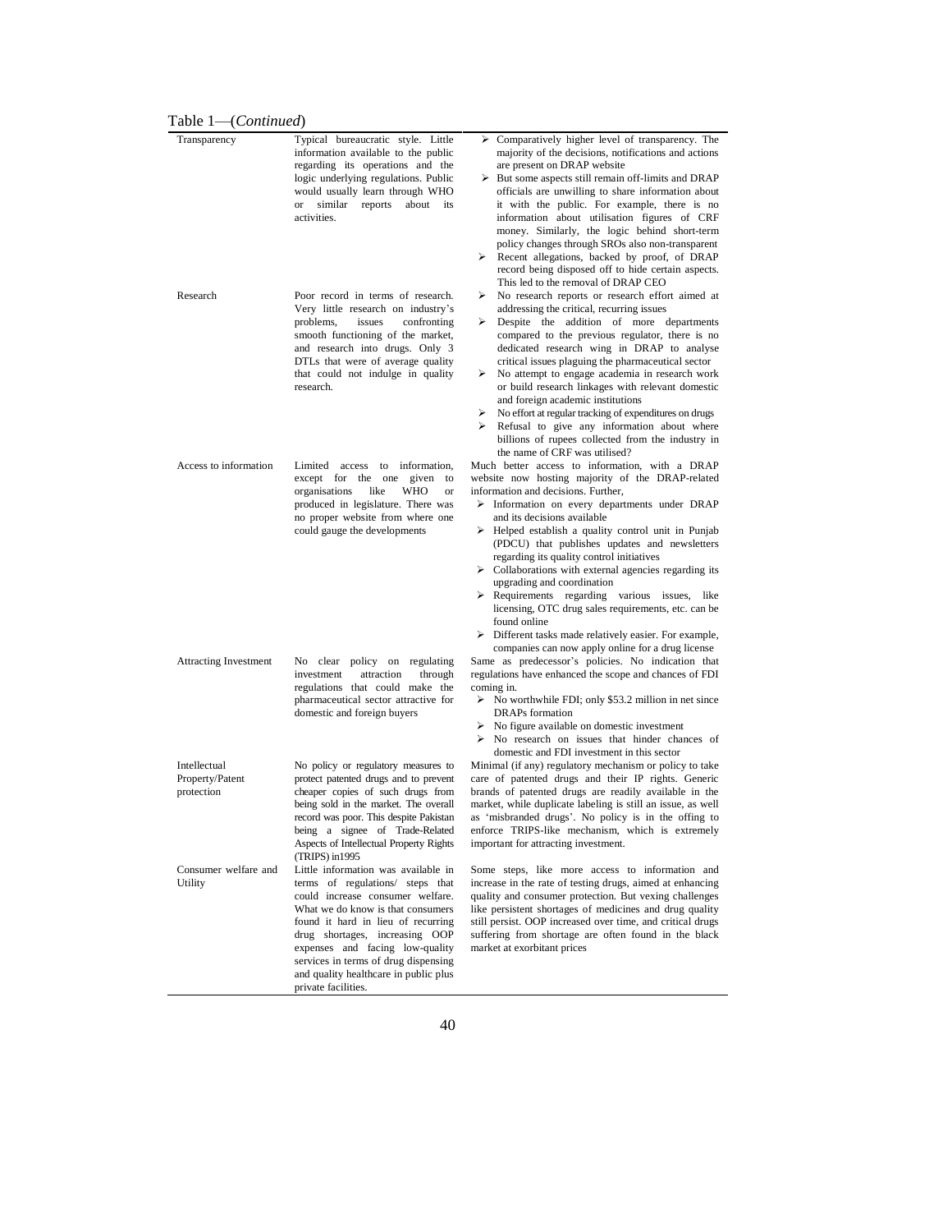Table 1—(*Continued*)

| | | |
|---|---|---|
| Transparency | Typical bureaucratic style. Little information available to the public regarding its operations and the logic underlying regulations. Public would usually learn through WHO or similar reports about its activities. | ➢ Comparatively higher level of transparency. The majority of the decisions, notifications and actions are present on DRAP website<br>➢ But some aspects still remain off-limits and DRAP officials are unwilling to share information about it with the public. For example, there is no information about utilisation figures of CRF money. Similarly, the logic behind short-term policy changes through SROs also non-transparent<br>➢ Recent allegations, backed by proof, of DRAP record being disposed off to hide certain aspects. This led to the removal of DRAP CEO |
| Research | Poor record in terms of research. Very little research on industry's problems, issues confronting smooth functioning of the market, and research into drugs. Only 3 DTLs that were of average quality that could not indulge in quality research. | ➢ No research reports or research effort aimed at addressing the critical, recurring issues<br>➢ Despite the addition of more departments compared to the previous regulator, there is no dedicated research wing in DRAP to analyse critical issues plaguing the pharmaceutical sector<br>➢ No attempt to engage academia in research work or build research linkages with relevant domestic and foreign academic institutions<br>➢ No effort at regular tracking of expenditures on drugs<br>➢ Refusal to give any information about where billions of rupees collected from the industry in the name of CRF was utilised? |
| Access to information | Limited access to information, except for the one given to organisations like WHO or produced in legislature. There was no proper website from where one could gauge the developments | Much better access to information, with a DRAP website now hosting majority of the DRAP-related information and decisions. Further,<br>➢ Information on every departments under DRAP and its decisions available<br>➢ Helped establish a quality control unit in Punjab (PDCU) that publishes updates and newsletters regarding its quality control initiatives<br>➢ Collaborations with external agencies regarding its upgrading and coordination<br>➢ Requirements regarding various issues, like licensing, OTC drug sales requirements, etc. can be found online<br>➢ Different tasks made relatively easier. For example, companies can now apply online for a drug license |
| Attracting Investment | No clear policy on regulating investment attraction through regulations that could make the pharmaceutical sector attractive for domestic and foreign buyers | Same as predecessor's policies. No indication that regulations have enhanced the scope and chances of FDI coming in.<br>➢ No worthwhile FDI; only $53.2 million in net since DRAPs formation<br>➢ No figure available on domestic investment<br>➢ No research on issues that hinder chances of domestic and FDI investment in this sector |
| Intellectual Property/Patent protection | No policy or regulatory measures to protect patented drugs and to prevent cheaper copies of such drugs from being sold in the market. The overall record was poor. This despite Pakistan being a signee of Trade-Related Aspects of Intellectual Property Rights (TRIPS) in1995 | Minimal (if any) regulatory mechanism or policy to take care of patented drugs and their IP rights. Generic brands of patented drugs are readily available in the market, while duplicate labeling is still an issue, as well as 'misbranded drugs'. No policy is in the offing to enforce TRIPS-like mechanism, which is extremely important for attracting investment. |
| Consumer welfare and Utility | Little information was available in terms of regulations/ steps that could increase consumer welfare. What we do know is that consumers found it hard in lieu of recurring drug shortages, increasing OOP expenses and facing low-quality services in terms of drug dispensing and quality healthcare in public plus private facilities. | Some steps, like more access to information and increase in the rate of testing drugs, aimed at enhancing quality and consumer protection. But vexing challenges like persistent shortages of medicines and drug quality still persist. OOP increased over time, and critical drugs suffering from shortage are often found in the black market at exorbitant prices |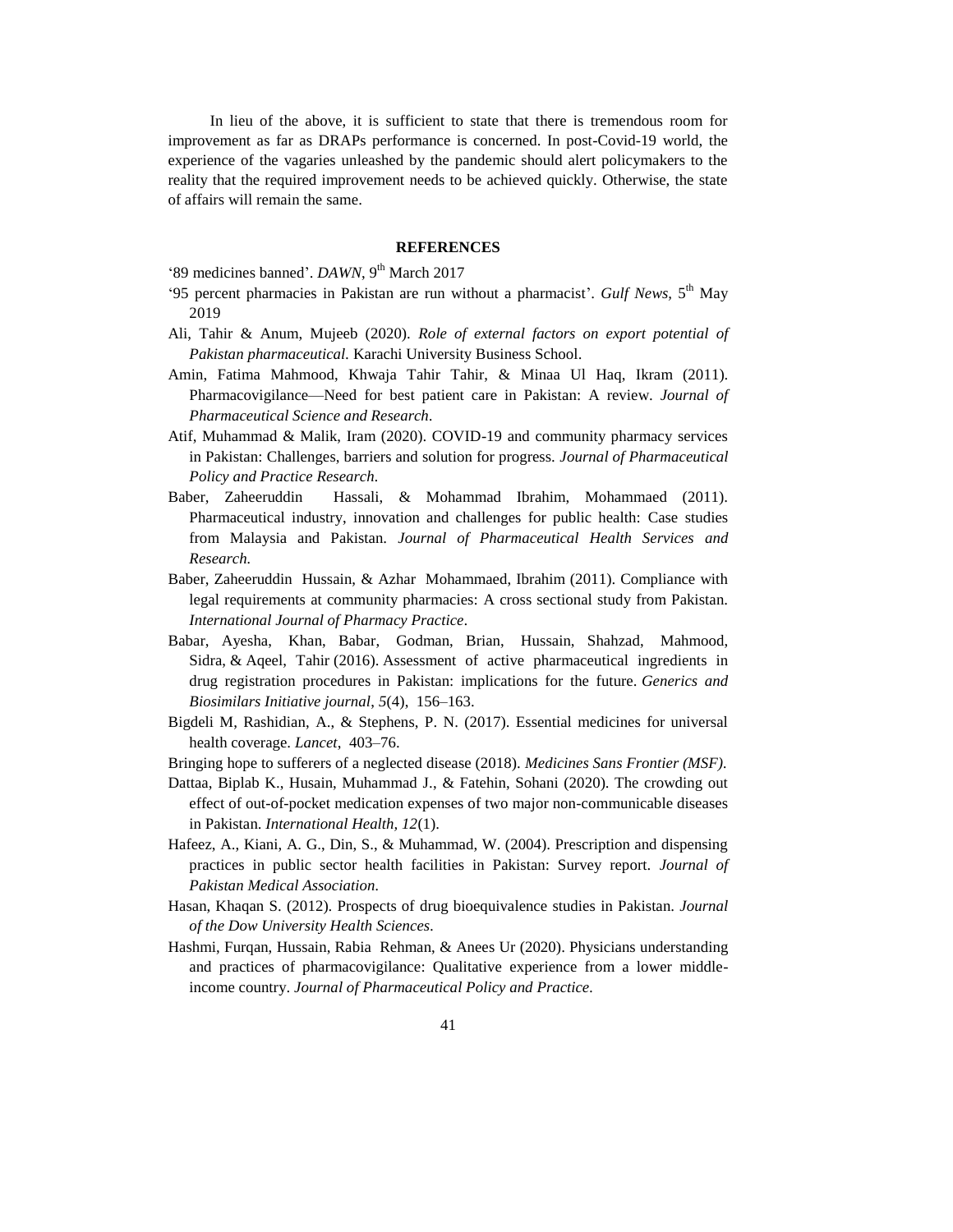In lieu of the above, it is sufficient to state that there is tremendous room for improvement as far as DRAPs performance is concerned. In post-Covid-19 world, the experience of the vagaries unleashed by the pandemic should alert policymakers to the reality that the required improvement needs to be achieved quickly. Otherwise, the state of affairs will remain the same.

## REFERENCES

'89 medicines banned'. *DAWN*, 9th March 2017

'95 percent pharmacies in Pakistan are run without a pharmacist'. *Gulf News*, 5th May 2019

Ali, Tahir & Anum, Mujeeb (2020). *Role of external factors on export potential of Pakistan pharmaceutical.* Karachi University Business School.

Amin, Fatima Mahmood, Khwaja Tahir Tahir, & Minaa Ul Haq, Ikram (2011). Pharmacovigilance—Need for best patient care in Pakistan: A review. *Journal of Pharmaceutical Science and Research*.

Atif, Muhammad & Malik, Iram (2020). COVID-19 and community pharmacy services in Pakistan: Challenges, barriers and solution for progress. *Journal of Pharmaceutical Policy and Practice Research*.

Baber, Zaheeruddin Hassali, & Mohammad Ibrahim, Mohammaed (2011). Pharmaceutical industry, innovation and challenges for public health: Case studies from Malaysia and Pakistan. *Journal of Pharmaceutical Health Services and Research.*

Baber, Zaheeruddin Hussain, & Azhar Mohammaed, Ibrahim (2011). Compliance with legal requirements at community pharmacies: A cross sectional study from Pakistan. *International Journal of Pharmacy Practice*.

Babar, Ayesha, Khan, Babar, Godman, Brian, Hussain, Shahzad, Mahmood, Sidra, & Aqeel, Tahir (2016). Assessment of active pharmaceutical ingredients in drug registration procedures in Pakistan: implications for the future. *Generics and Biosimilars Initiative journal*, *5*(4), 156–163.

Bigdeli M, Rashidian, A., & Stephens, P. N. (2017). Essential medicines for universal health coverage. *Lancet*, 403–76.

Bringing hope to sufferers of a neglected disease (2018). *Medicines Sans Frontier (MSF).*

Dattaa, Biplab K., Husain, Muhammad J., & Fatehin, Sohani (2020). The crowding out effect of out-of-pocket medication expenses of two major non-communicable diseases in Pakistan. *International Health, 12*(1).

Hafeez, A., Kiani, A. G., Din, S., & Muhammad, W. (2004). Prescription and dispensing practices in public sector health facilities in Pakistan: Survey report. *Journal of Pakistan Medical Association*.

Hasan, Khaqan S. (2012). Prospects of drug bioequivalence studies in Pakistan. *Journal of the Dow University Health Sciences*.

Hashmi, Furqan, Hussain, Rabia Rehman, & Anees Ur (2020). Physicians understanding and practices of pharmacovigilance: Qualitative experience from a lower middle-income country. *Journal of Pharmaceutical Policy and Practice*.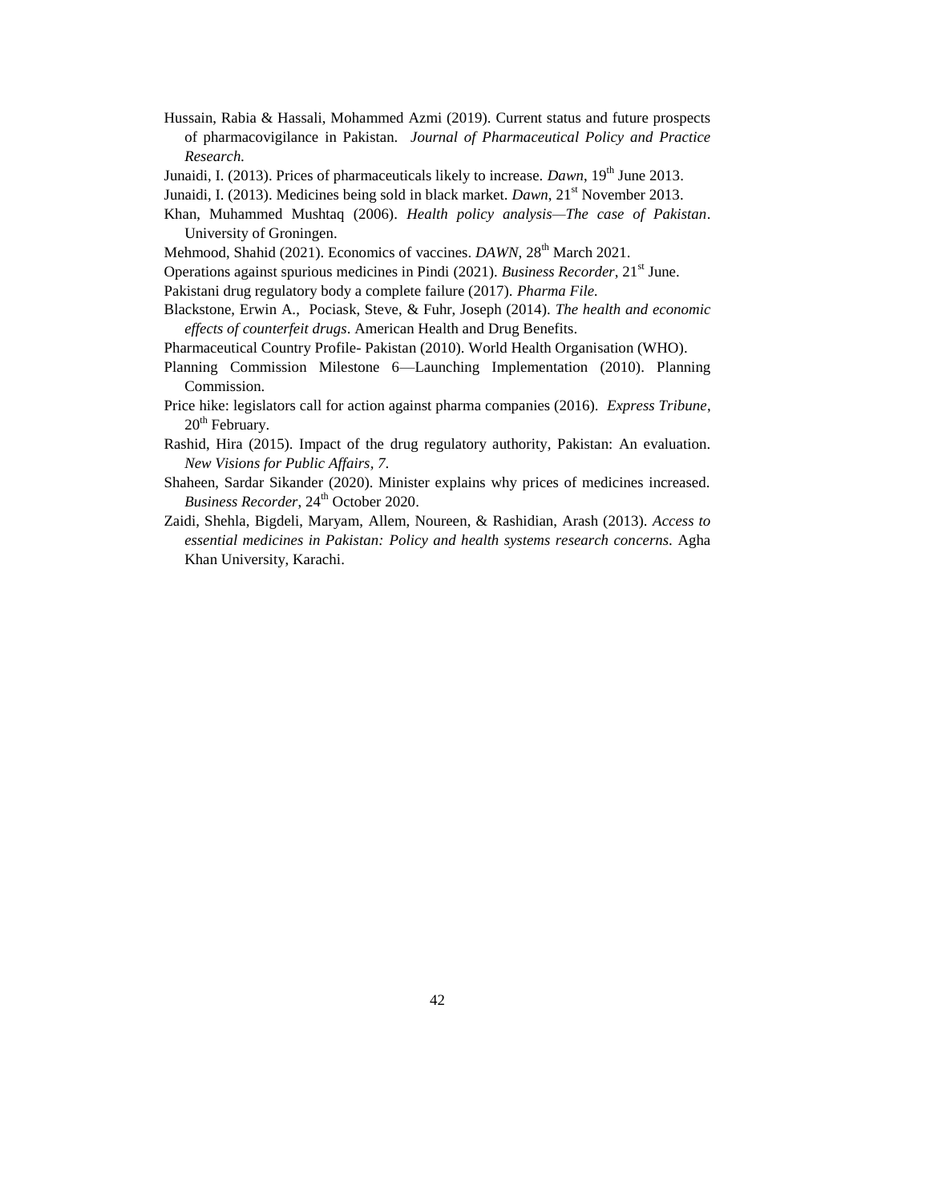Hussain, Rabia & Hassali, Mohammed Azmi (2019). Current status and future prospects of pharmacovigilance in Pakistan. *Journal of Pharmaceutical Policy and Practice Research.*

Junaidi, I. (2013). Prices of pharmaceuticals likely to increase. *Dawn*, 19th June 2013.

Junaidi, I. (2013). Medicines being sold in black market. *Dawn*, 21st November 2013.

Khan, Muhammed Mushtaq (2006). *Health policy analysis—The case of Pakistan*. University of Groningen.

Mehmood, Shahid (2021). Economics of vaccines. *DAWN*, 28th March 2021.

Operations against spurious medicines in Pindi (2021). *Business Recorder*, 21st June.

Pakistani drug regulatory body a complete failure (2017). *Pharma File.*

Blackstone, Erwin A., Pociask, Steve, & Fuhr, Joseph (2014). *The health and economic effects of counterfeit drugs*. American Health and Drug Benefits.

Pharmaceutical Country Profile- Pakistan (2010). World Health Organisation (WHO).

Planning Commission Milestone 6—Launching Implementation (2010). Planning Commission.

Price hike: legislators call for action against pharma companies (2016). *Express Tribune*, 20th February.

Rashid, Hira (2015). Impact of the drug regulatory authority, Pakistan: An evaluation. *New Visions for Public Affairs, 7.*

Shaheen, Sardar Sikander (2020). Minister explains why prices of medicines increased. *Business Recorder*, 24th October 2020.

Zaidi, Shehla, Bigdeli, Maryam, Allem, Noureen, & Rashidian, Arash (2013). *Access to essential medicines in Pakistan: Policy and health systems research concerns*. Agha Khan University, Karachi.